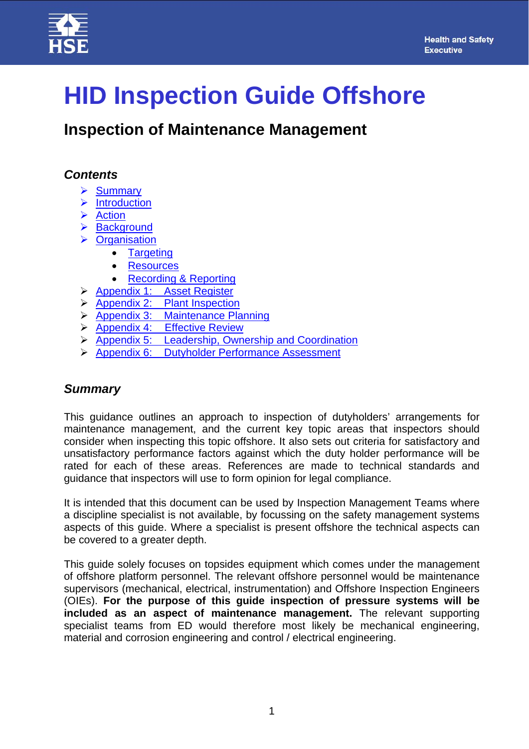# HID Inspection Guide Offshore

## Inspection of Maintenance Management

### *Contents*

- Summary
- Introduction
- Action
- Background
- Organisation
  - Targeting
  - Resources
  - Recording & Reporting
- Appendix 1: Asset Register
- Appendix 2: Plant Inspection
- Appendix 3: Maintenance Planning
- Appendix 4: Effective Review
- Appendix 5: Leadership, Ownership and Coordination
- Appendix 6: Dutyholder Performance Assessment

### *Summary*

This guidance outlines an approach to inspection of dutyholders' arrangements for maintenance management, and the current key topic areas that inspectors should consider when inspecting this topic offshore. It also sets out criteria for satisfactory and unsatisfactory performance factors against which the duty holder performance will be rated for each of these areas. References are made to technical standards and guidance that inspectors will use to form opinion for legal compliance.

It is intended that this document can be used by Inspection Management Teams where a discipline specialist is not available, by focussing on the safety management systems aspects of this guide. Where a specialist is present offshore the technical aspects can be covered to a greater depth.

This guide solely focuses on topsides equipment which comes under the management of offshore platform personnel. The relevant offshore personnel would be maintenance supervisors (mechanical, electrical, instrumentation) and Offshore Inspection Engineers (OIEs). **For the purpose of this guide inspection of pressure systems will be included as an aspect of maintenance management.** The relevant supporting specialist teams from ED would therefore most likely be mechanical engineering, material and corrosion engineering and control / electrical engineering.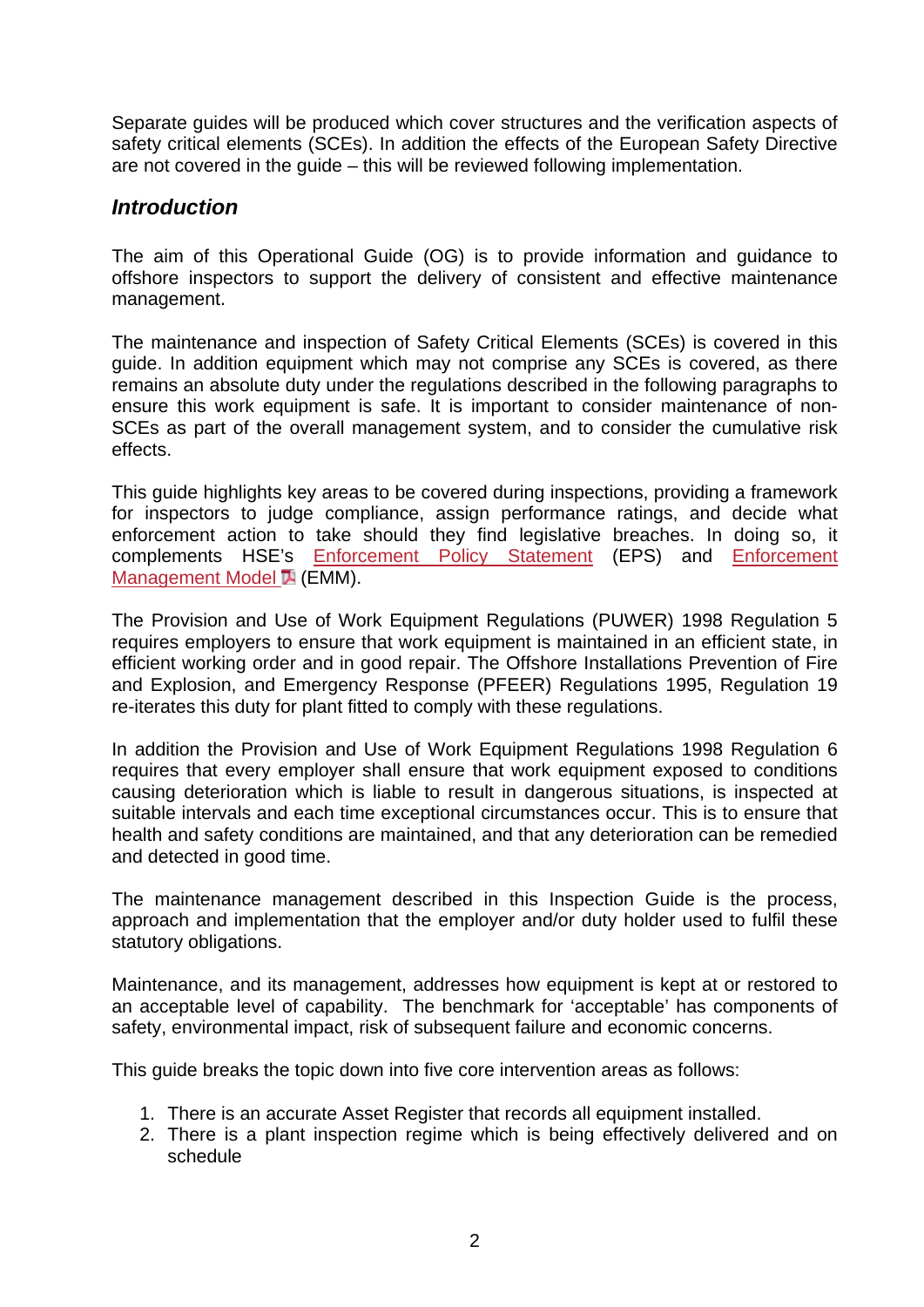Separate guides will be produced which cover structures and the verification aspects of safety critical elements (SCEs). In addition the effects of the European Safety Directive are not covered in the guide – this will be reviewed following implementation.

## *Introduction*

The aim of this Operational Guide (OG) is to provide information and guidance to offshore inspectors to support the delivery of consistent and effective maintenance management.

The maintenance and inspection of Safety Critical Elements (SCEs) is covered in this guide. In addition equipment which may not comprise any SCEs is covered, as there remains an absolute duty under the regulations described in the following paragraphs to ensure this work equipment is safe. It is important to consider maintenance of non-SCEs as part of the overall management system, and to consider the cumulative risk effects.

This guide highlights key areas to be covered during inspections, providing a framework for inspectors to judge compliance, assign performance ratings, and decide what enforcement action to take should they find legislative breaches. In doing so, it complements HSE's Enforcement Policy Statement (EPS) and Enforcement Management Model (EMM).

The Provision and Use of Work Equipment Regulations (PUWER) 1998 Regulation 5 requires employers to ensure that work equipment is maintained in an efficient state, in efficient working order and in good repair. The Offshore Installations Prevention of Fire and Explosion, and Emergency Response (PFEER) Regulations 1995, Regulation 19 re-iterates this duty for plant fitted to comply with these regulations.

In addition the Provision and Use of Work Equipment Regulations 1998 Regulation 6 requires that every employer shall ensure that work equipment exposed to conditions causing deterioration which is liable to result in dangerous situations, is inspected at suitable intervals and each time exceptional circumstances occur. This is to ensure that health and safety conditions are maintained, and that any deterioration can be remedied and detected in good time.

The maintenance management described in this Inspection Guide is the process, approach and implementation that the employer and/or duty holder used to fulfil these statutory obligations.

Maintenance, and its management, addresses how equipment is kept at or restored to an acceptable level of capability. The benchmark for 'acceptable' has components of safety, environmental impact, risk of subsequent failure and economic concerns.

This guide breaks the topic down into five core intervention areas as follows:

1. There is an accurate Asset Register that records all equipment installed.
2. There is a plant inspection regime which is being effectively delivered and on schedule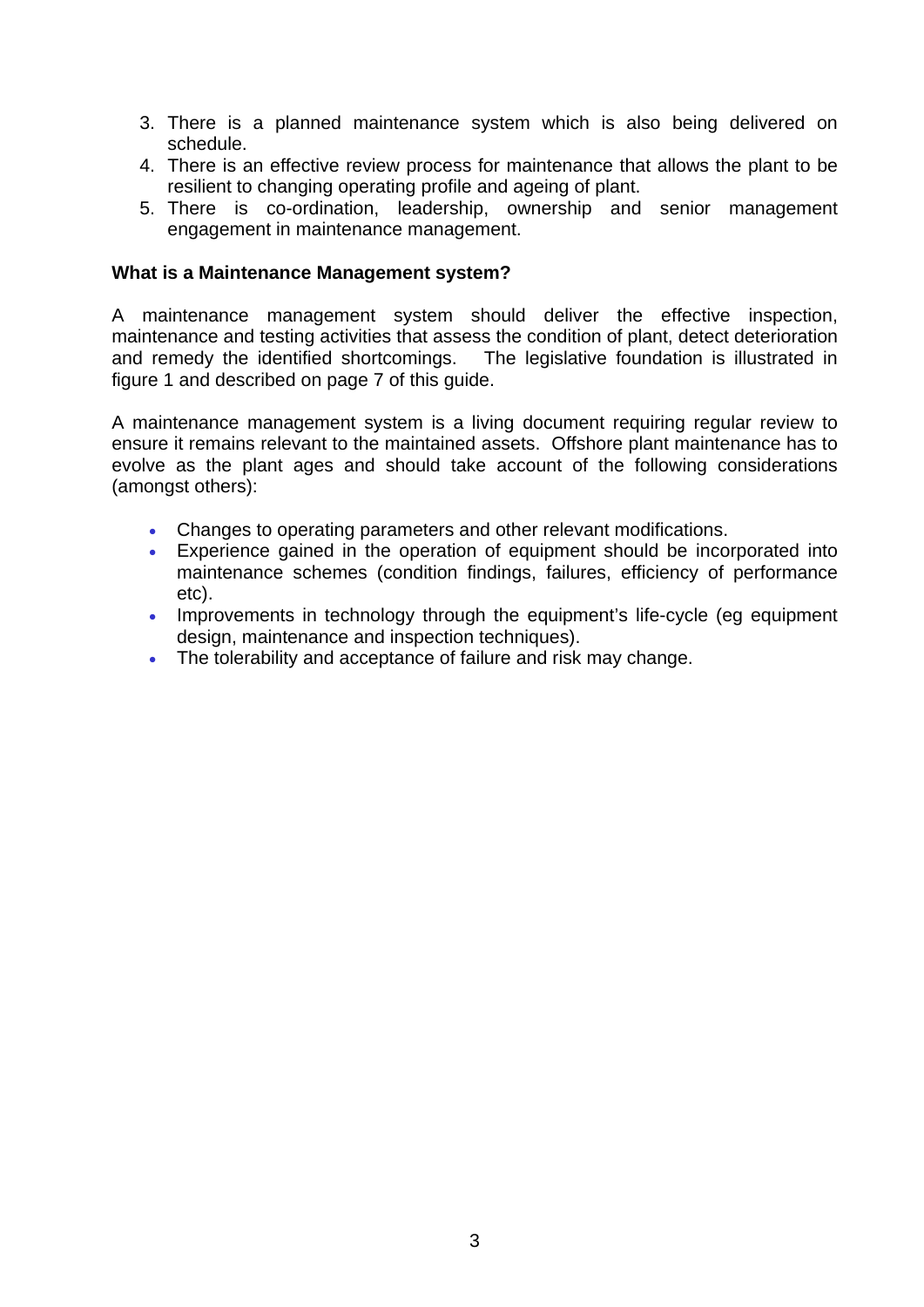3. There is a planned maintenance system which is also being delivered on schedule.
4. There is an effective review process for maintenance that allows the plant to be resilient to changing operating profile and ageing of plant.
5. There is co-ordination, leadership, ownership and senior management engagement in maintenance management.

**What is a Maintenance Management system?**

A maintenance management system should deliver the effective inspection, maintenance and testing activities that assess the condition of plant, detect deterioration and remedy the identified shortcomings. The legislative foundation is illustrated in figure 1 and described on page 7 of this guide.

A maintenance management system is a living document requiring regular review to ensure it remains relevant to the maintained assets. Offshore plant maintenance has to evolve as the plant ages and should take account of the following considerations (amongst others):

- Changes to operating parameters and other relevant modifications.
- Experience gained in the operation of equipment should be incorporated into maintenance schemes (condition findings, failures, efficiency of performance etc).
- Improvements in technology through the equipment's life-cycle (eg equipment design, maintenance and inspection techniques).
- The tolerability and acceptance of failure and risk may change.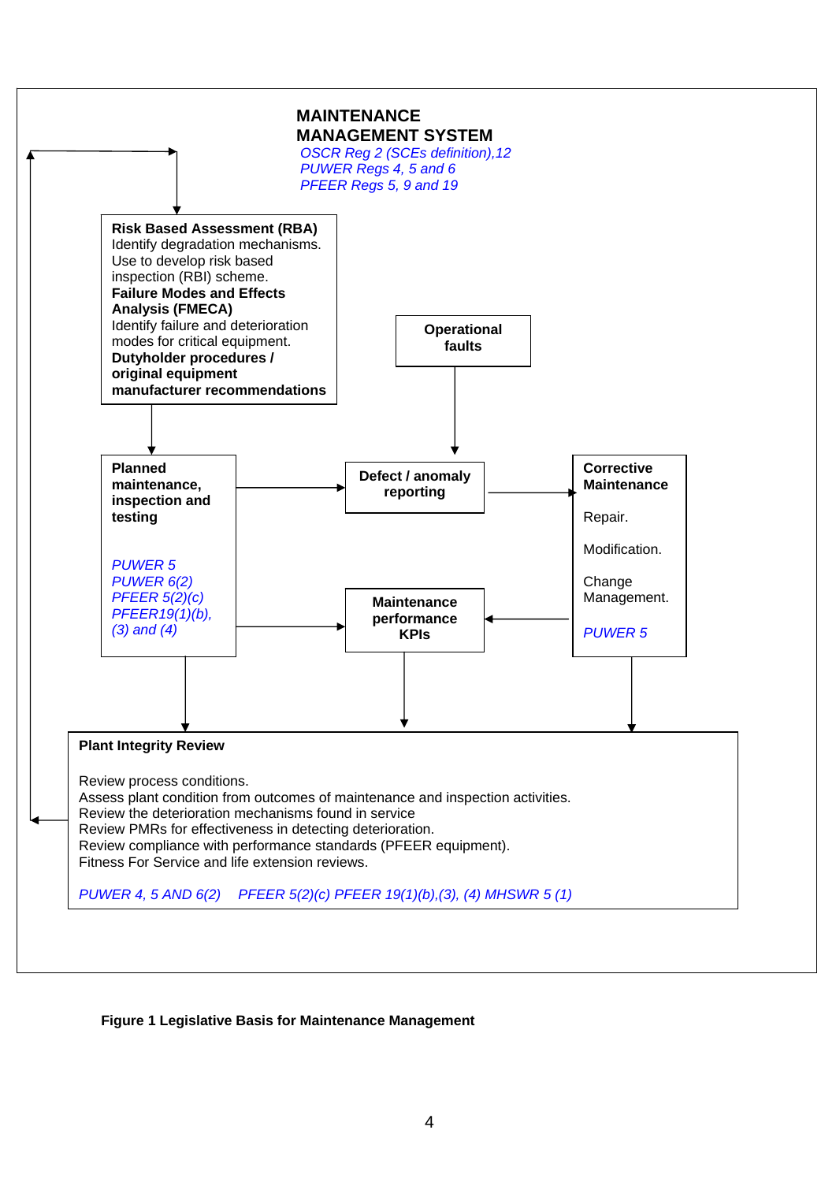**MAINTENANCE MANAGEMENT SYSTEM**

*OSCR Reg 2 (SCEs definition),12*
*PUWER Regs 4, 5 and 6*
*PFEER Regs 5, 9 and 19*

**Risk Based Assessment (RBA)**
Identify degradation mechanisms.
Use to develop risk based inspection (RBI) scheme.
**Failure Modes and Effects Analysis (FMECA)**
Identify failure and deterioration modes for critical equipment.
**Dutyholder procedures / original equipment manufacturer recommendations**

**Operational faults**

**Planned maintenance, inspection and testing**

*PUWER 5*
*PUWER 6(2)*
*PFEER 5(2)(c)*
*PFEER19(1)(b), (3) and (4)*

**Defect / anomaly reporting**

**Maintenance performance KPIs**

**Corrective Maintenance**

Repair.

Modification.

Change Management.

*PUWER 5*

**Plant Integrity Review**

Review process conditions.
Assess plant condition from outcomes of maintenance and inspection activities.
Review the deterioration mechanisms found in service
Review PMRs for effectiveness in detecting deterioration.
Review compliance with performance standards (PFEER equipment).
Fitness For Service and life extension reviews.

*PUWER 4, 5 AND 6(2)   PFEER 5(2)(c) PFEER 19(1)(b),(3), (4) MHSWR 5 (1)*

**Figure 1 Legislative Basis for Maintenance Management**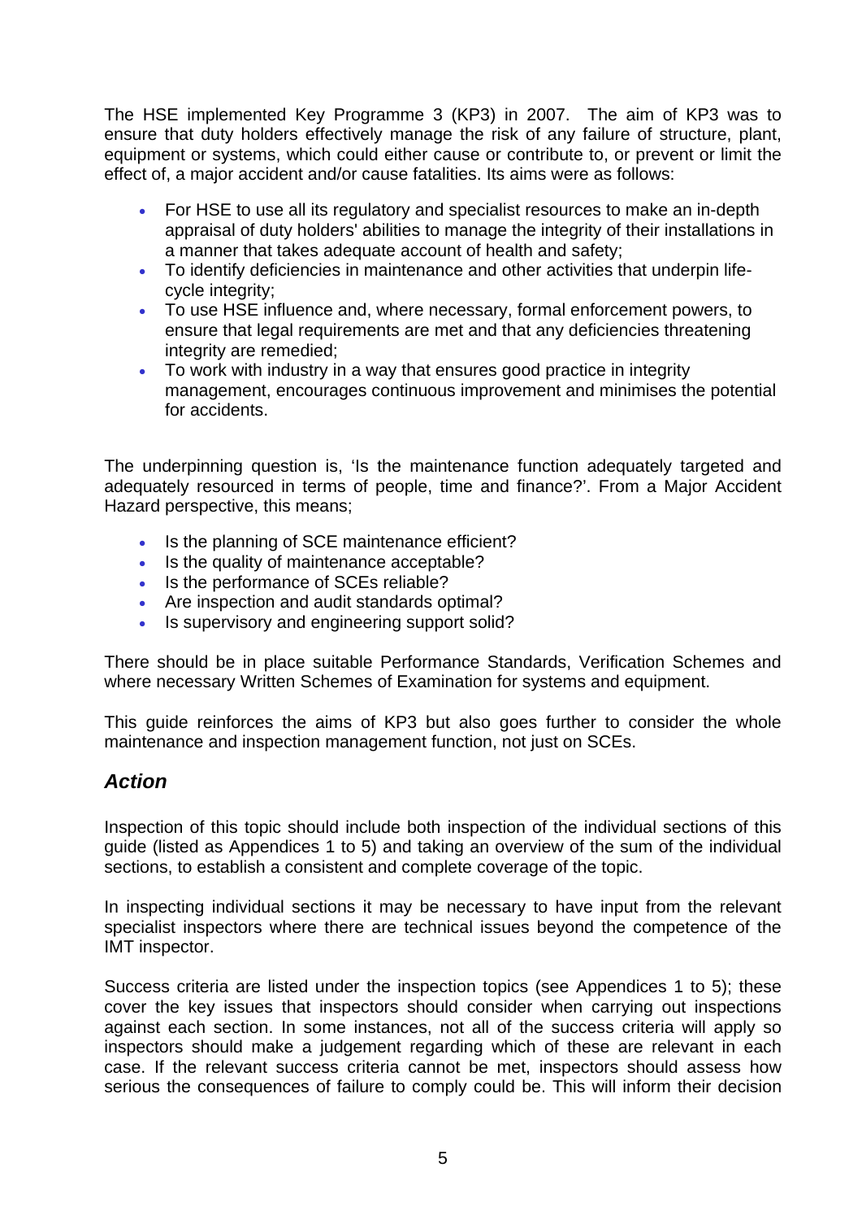The HSE implemented Key Programme 3 (KP3) in 2007. The aim of KP3 was to ensure that duty holders effectively manage the risk of any failure of structure, plant, equipment or systems, which could either cause or contribute to, or prevent or limit the effect of, a major accident and/or cause fatalities. Its aims were as follows:

- For HSE to use all its regulatory and specialist resources to make an in-depth appraisal of duty holders' abilities to manage the integrity of their installations in a manner that takes adequate account of health and safety;
- To identify deficiencies in maintenance and other activities that underpin life-cycle integrity;
- To use HSE influence and, where necessary, formal enforcement powers, to ensure that legal requirements are met and that any deficiencies threatening integrity are remedied;
- To work with industry in a way that ensures good practice in integrity management, encourages continuous improvement and minimises the potential for accidents.

The underpinning question is, 'Is the maintenance function adequately targeted and adequately resourced in terms of people, time and finance?'. From a Major Accident Hazard perspective, this means;

- Is the planning of SCE maintenance efficient?
- Is the quality of maintenance acceptable?
- Is the performance of SCEs reliable?
- Are inspection and audit standards optimal?
- Is supervisory and engineering support solid?

There should be in place suitable Performance Standards, Verification Schemes and where necessary Written Schemes of Examination for systems and equipment.

This guide reinforces the aims of KP3 but also goes further to consider the whole maintenance and inspection management function, not just on SCEs.

## *Action*

Inspection of this topic should include both inspection of the individual sections of this guide (listed as Appendices 1 to 5) and taking an overview of the sum of the individual sections, to establish a consistent and complete coverage of the topic.

In inspecting individual sections it may be necessary to have input from the relevant specialist inspectors where there are technical issues beyond the competence of the IMT inspector.

Success criteria are listed under the inspection topics (see Appendices 1 to 5); these cover the key issues that inspectors should consider when carrying out inspections against each section. In some instances, not all of the success criteria will apply so inspectors should make a judgement regarding which of these are relevant in each case. If the relevant success criteria cannot be met, inspectors should assess how serious the consequences of failure to comply could be. This will inform their decision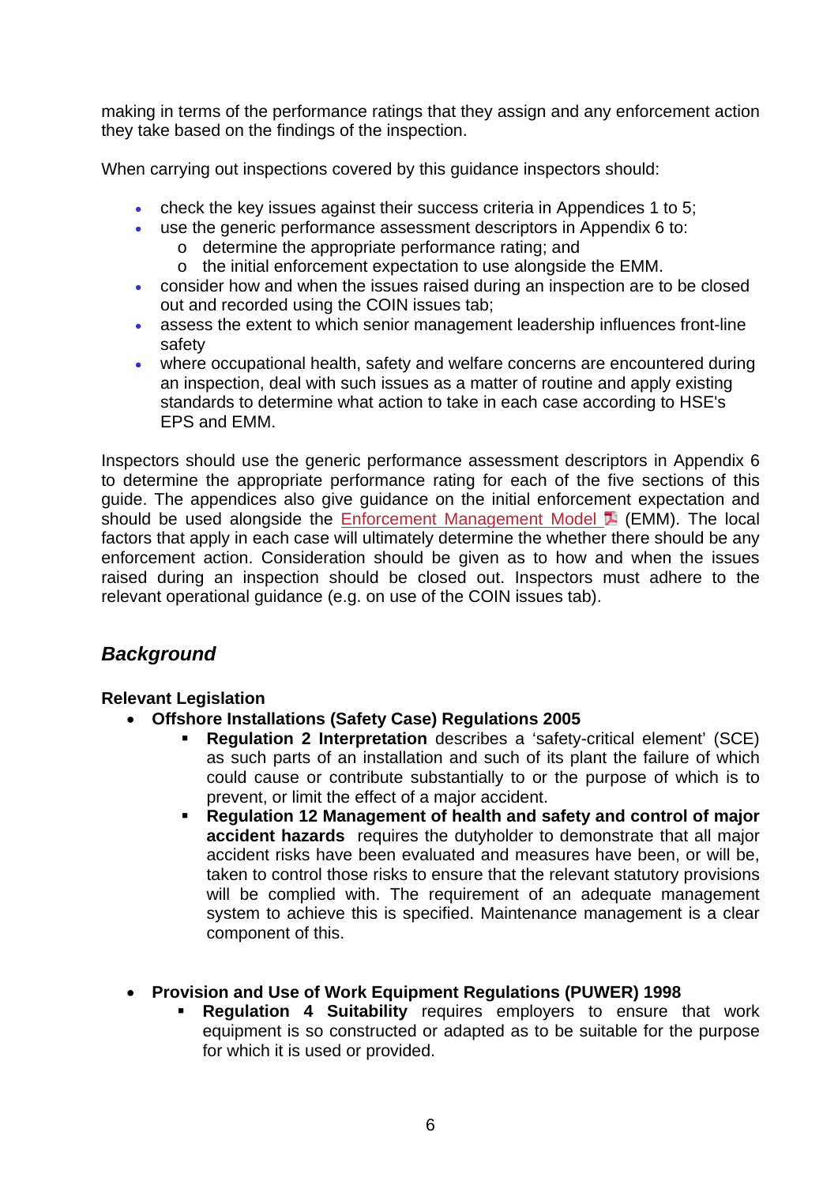making in terms of the performance ratings that they assign and any enforcement action they take based on the findings of the inspection.

When carrying out inspections covered by this guidance inspectors should:

- check the key issues against their success criteria in Appendices 1 to 5;
- use the generic performance assessment descriptors in Appendix 6 to:
  - determine the appropriate performance rating; and
  - the initial enforcement expectation to use alongside the EMM.
- consider how and when the issues raised during an inspection are to be closed out and recorded using the COIN issues tab;
- assess the extent to which senior management leadership influences front-line safety
- where occupational health, safety and welfare concerns are encountered during an inspection, deal with such issues as a matter of routine and apply existing standards to determine what action to take in each case according to HSE's EPS and EMM.

Inspectors should use the generic performance assessment descriptors in Appendix 6 to determine the appropriate performance rating for each of the five sections of this guide. The appendices also give guidance on the initial enforcement expectation and should be used alongside the Enforcement Management Model (EMM). The local factors that apply in each case will ultimately determine the whether there should be any enforcement action. Consideration should be given as to how and when the issues raised during an inspection should be closed out. Inspectors must adhere to the relevant operational guidance (e.g. on use of the COIN issues tab).

## *Background*

**Relevant Legislation**

- **Offshore Installations (Safety Case) Regulations 2005**
  - **Regulation 2 Interpretation** describes a 'safety-critical element' (SCE) as such parts of an installation and such of its plant the failure of which could cause or contribute substantially to or the purpose of which is to prevent, or limit the effect of a major accident.
  - **Regulation 12 Management of health and safety and control of major accident hazards** requires the dutyholder to demonstrate that all major accident risks have been evaluated and measures have been, or will be, taken to control those risks to ensure that the relevant statutory provisions will be complied with. The requirement of an adequate management system to achieve this is specified. Maintenance management is a clear component of this.

- **Provision and Use of Work Equipment Regulations (PUWER) 1998**
  - **Regulation 4 Suitability** requires employers to ensure that work equipment is so constructed or adapted as to be suitable for the purpose for which it is used or provided.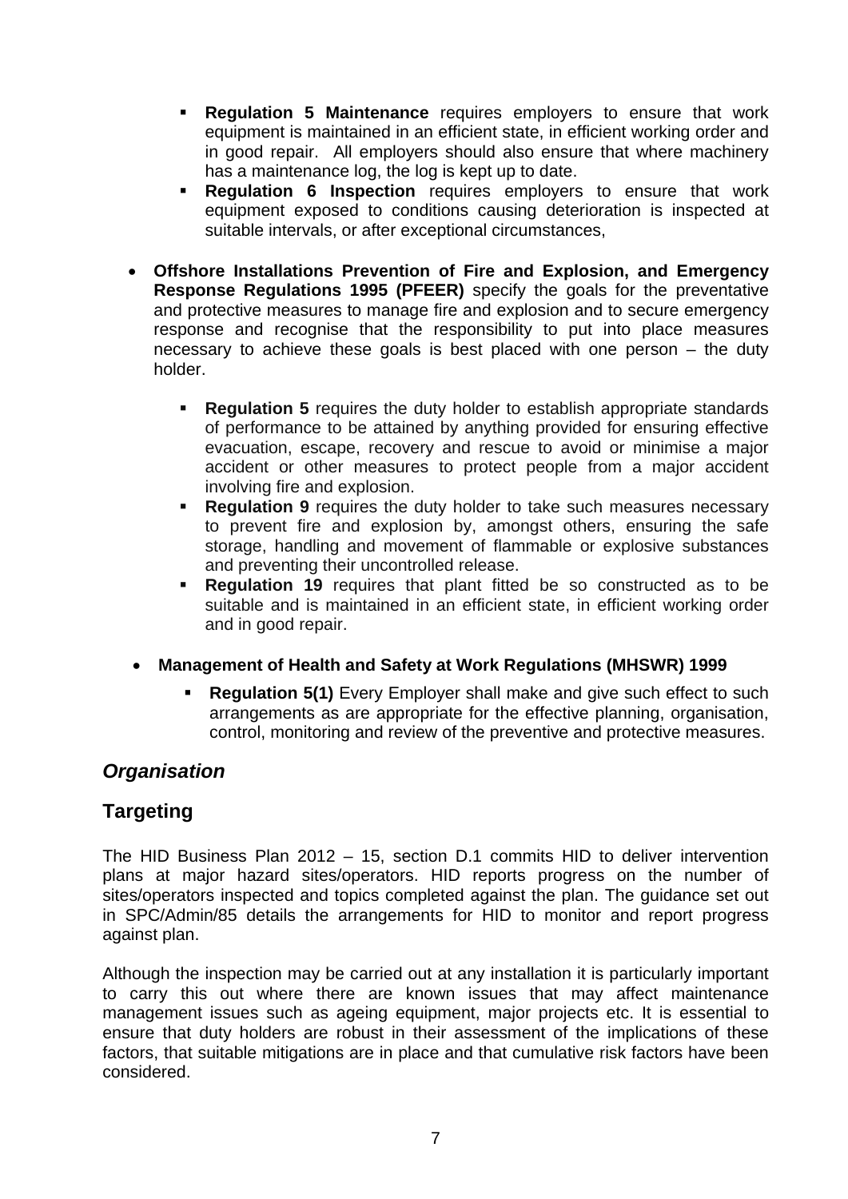- **Regulation 5 Maintenance** requires employers to ensure that work equipment is maintained in an efficient state, in efficient working order and in good repair. All employers should also ensure that where machinery has a maintenance log, the log is kept up to date.
   - **Regulation 6 Inspection** requires employers to ensure that work equipment exposed to conditions causing deterioration is inspected at suitable intervals, or after exceptional circumstances,

- **Offshore Installations Prevention of Fire and Explosion, and Emergency Response Regulations 1995 (PFEER)** specify the goals for the preventative and protective measures to manage fire and explosion and to secure emergency response and recognise that the responsibility to put into place measures necessary to achieve these goals is best placed with one person – the duty holder.

   - **Regulation 5** requires the duty holder to establish appropriate standards of performance to be attained by anything provided for ensuring effective evacuation, escape, recovery and rescue to avoid or minimise a major accident or other measures to protect people from a major accident involving fire and explosion.
   - **Regulation 9** requires the duty holder to take such measures necessary to prevent fire and explosion by, amongst others, ensuring the safe storage, handling and movement of flammable or explosive substances and preventing their uncontrolled release.
   - **Regulation 19** requires that plant fitted be so constructed as to be suitable and is maintained in an efficient state, in efficient working order and in good repair.

- **Management of Health and Safety at Work Regulations (MHSWR) 1999**

   - **Regulation 5(1)** Every Employer shall make and give such effect to such arrangements as are appropriate for the effective planning, organisation, control, monitoring and review of the preventive and protective measures.

## *Organisation*

## Targeting

The HID Business Plan 2012 – 15, section D.1 commits HID to deliver intervention plans at major hazard sites/operators. HID reports progress on the number of sites/operators inspected and topics completed against the plan. The guidance set out in SPC/Admin/85 details the arrangements for HID to monitor and report progress against plan.

Although the inspection may be carried out at any installation it is particularly important to carry this out where there are known issues that may affect maintenance management issues such as ageing equipment, major projects etc. It is essential to ensure that duty holders are robust in their assessment of the implications of these factors, that suitable mitigations are in place and that cumulative risk factors have been considered.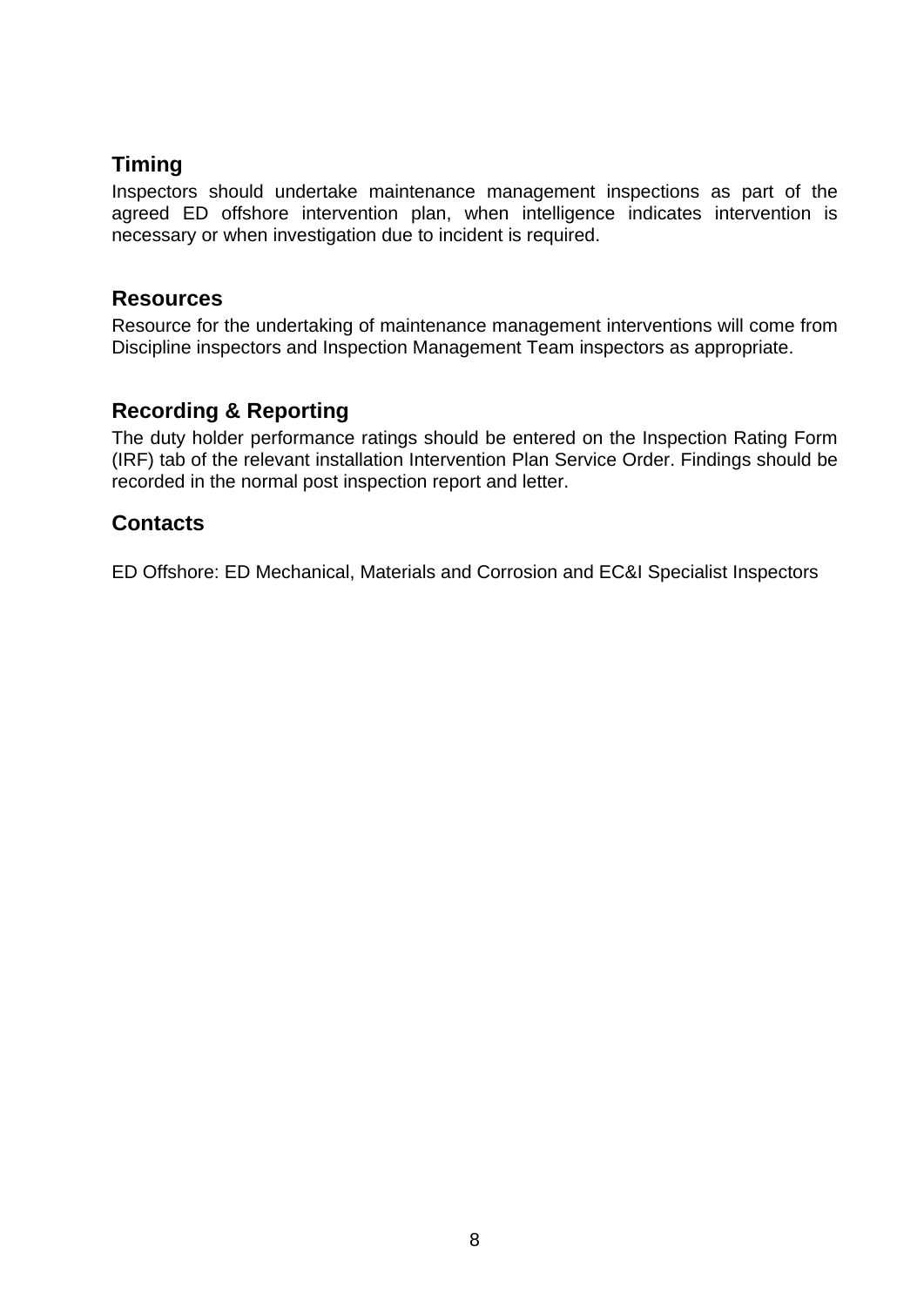## Timing

Inspectors should undertake maintenance management inspections as part of the agreed ED offshore intervention plan, when intelligence indicates intervention is necessary or when investigation due to incident is required.

## Resources

Resource for the undertaking of maintenance management interventions will come from Discipline inspectors and Inspection Management Team inspectors as appropriate.

## Recording & Reporting

The duty holder performance ratings should be entered on the Inspection Rating Form (IRF) tab of the relevant installation Intervention Plan Service Order. Findings should be recorded in the normal post inspection report and letter.

## Contacts

ED Offshore: ED Mechanical, Materials and Corrosion and EC&I Specialist Inspectors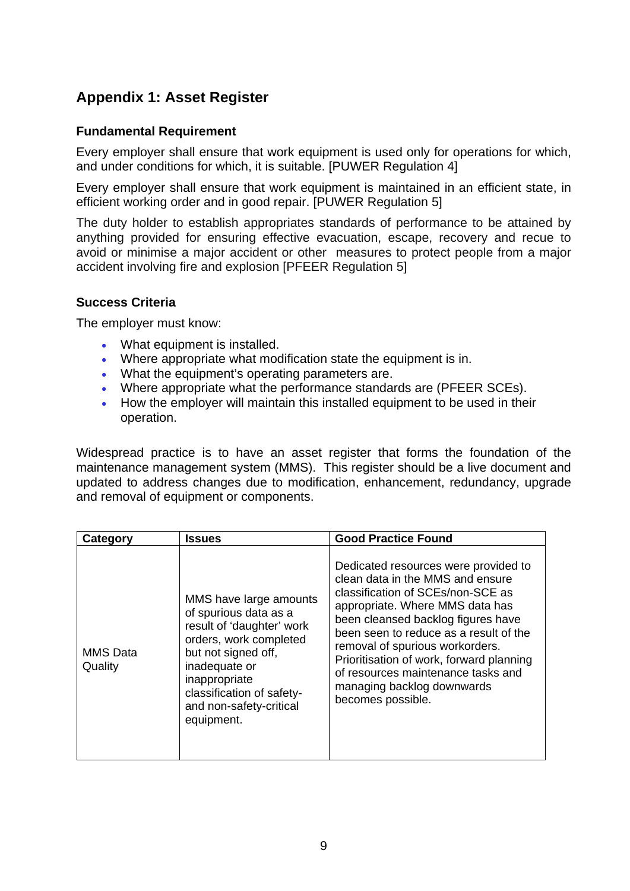## Appendix 1: Asset Register

### Fundamental Requirement

Every employer shall ensure that work equipment is used only for operations for which, and under conditions for which, it is suitable. [PUWER Regulation 4]

Every employer shall ensure that work equipment is maintained in an efficient state, in efficient working order and in good repair. [PUWER Regulation 5]

The duty holder to establish appropriates standards of performance to be attained by anything provided for ensuring effective evacuation, escape, recovery and recue to avoid or minimise a major accident or other measures to protect people from a major accident involving fire and explosion [PFEER Regulation 5]

### Success Criteria

The employer must know:

- What equipment is installed.
- Where appropriate what modification state the equipment is in.
- What the equipment's operating parameters are.
- Where appropriate what the performance standards are (PFEER SCEs).
- How the employer will maintain this installed equipment to be used in their operation.

Widespread practice is to have an asset register that forms the foundation of the maintenance management system (MMS). This register should be a live document and updated to address changes due to modification, enhancement, redundancy, upgrade and removal of equipment or components.

| Category | Issues | Good Practice Found |
|---|---|---|
| MMS Data Quality | MMS have large amounts of spurious data as a result of 'daughter' work orders, work completed but not signed off, inadequate or inappropriate classification of safety- and non-safety-critical equipment. | Dedicated resources were provided to clean data in the MMS and ensure classification of SCEs/non-SCE as appropriate. Where MMS data has been cleansed backlog figures have been seen to reduce as a result of the removal of spurious workorders. Prioritisation of work, forward planning of resources maintenance tasks and managing backlog downwards becomes possible. |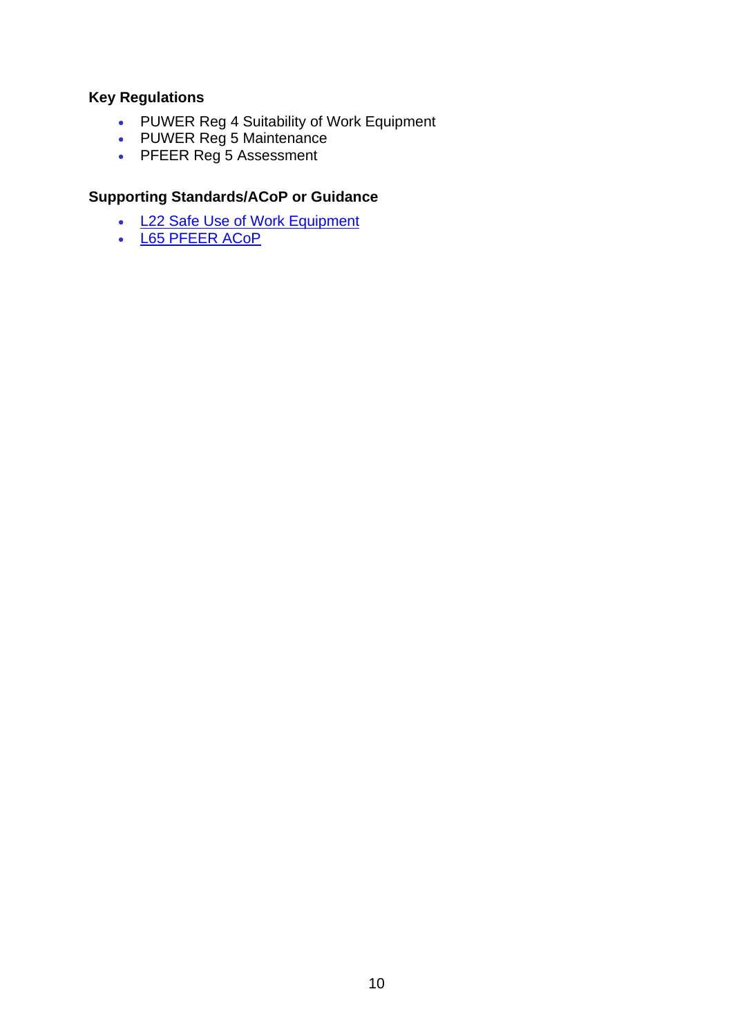**Key Regulations**

- PUWER Reg 4 Suitability of Work Equipment
- PUWER Reg 5 Maintenance
- PFEER Reg 5 Assessment

**Supporting Standards/ACoP or Guidance**

- L22 Safe Use of Work Equipment
- L65 PFEER ACoP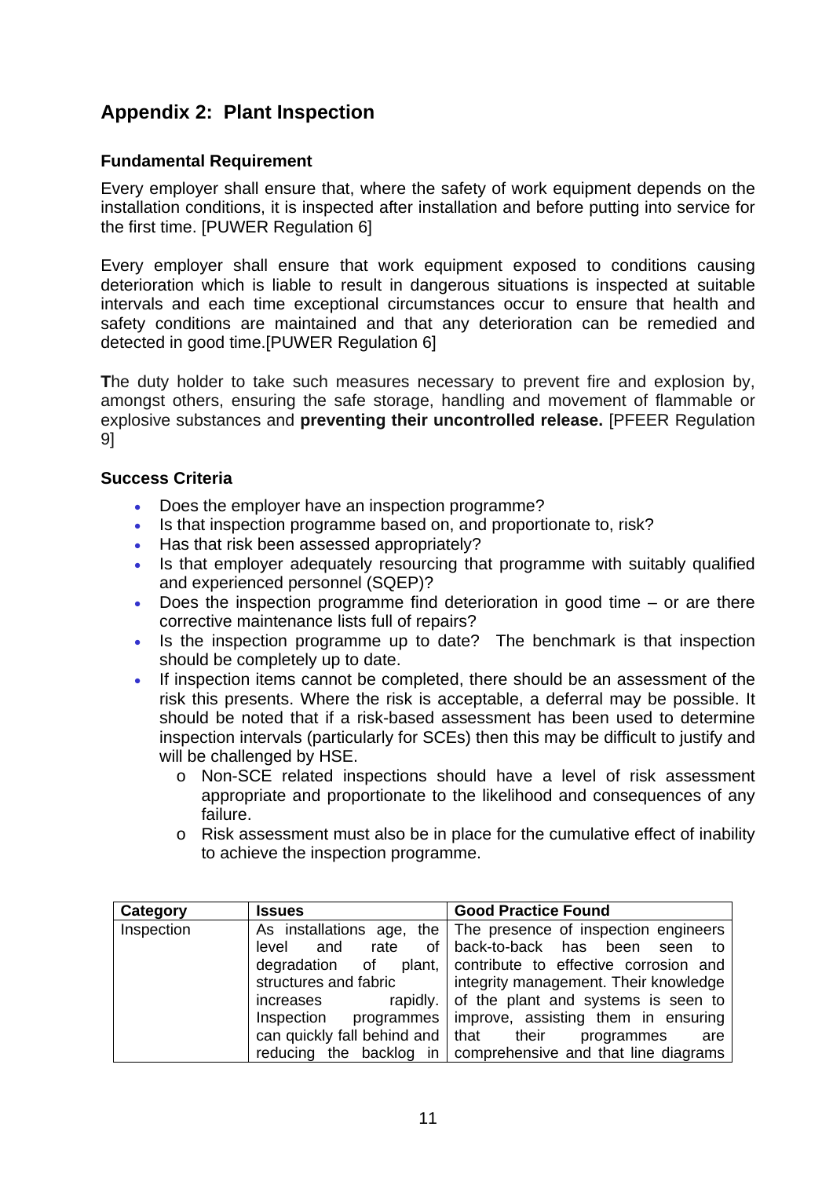## Appendix 2: Plant Inspection

### Fundamental Requirement

Every employer shall ensure that, where the safety of work equipment depends on the installation conditions, it is inspected after installation and before putting into service for the first time. [PUWER Regulation 6]

Every employer shall ensure that work equipment exposed to conditions causing deterioration which is liable to result in dangerous situations is inspected at suitable intervals and each time exceptional circumstances occur to ensure that health and safety conditions are maintained and that any deterioration can be remedied and detected in good time.[PUWER Regulation 6]

**T**he duty holder to take such measures necessary to prevent fire and explosion by, amongst others, ensuring the safe storage, handling and movement of flammable or explosive substances and **preventing their uncontrolled release.** [PFEER Regulation 9]

### Success Criteria

- Does the employer have an inspection programme?
- Is that inspection programme based on, and proportionate to, risk?
- Has that risk been assessed appropriately?
- Is that employer adequately resourcing that programme with suitably qualified and experienced personnel (SQEP)?
- Does the inspection programme find deterioration in good time – or are there corrective maintenance lists full of repairs?
- Is the inspection programme up to date? The benchmark is that inspection should be completely up to date.
- If inspection items cannot be completed, there should be an assessment of the risk this presents. Where the risk is acceptable, a deferral may be possible. It should be noted that if a risk-based assessment has been used to determine inspection intervals (particularly for SCEs) then this may be difficult to justify and will be challenged by HSE.
  - Non-SCE related inspections should have a level of risk assessment appropriate and proportionate to the likelihood and consequences of any failure.
  - Risk assessment must also be in place for the cumulative effect of inability to achieve the inspection programme.

| Category | Issues | Good Practice Found |
|---|---|---|
| Inspection | As installations age, the level and rate of degradation of plant, structures and fabric increases rapidly. Inspection programmes can quickly fall behind and reducing the backlog in | The presence of inspection engineers back-to-back has been seen to contribute to effective corrosion and integrity management. Their knowledge of the plant and systems is seen to improve, assisting them in ensuring that their programmes are comprehensive and that line diagrams |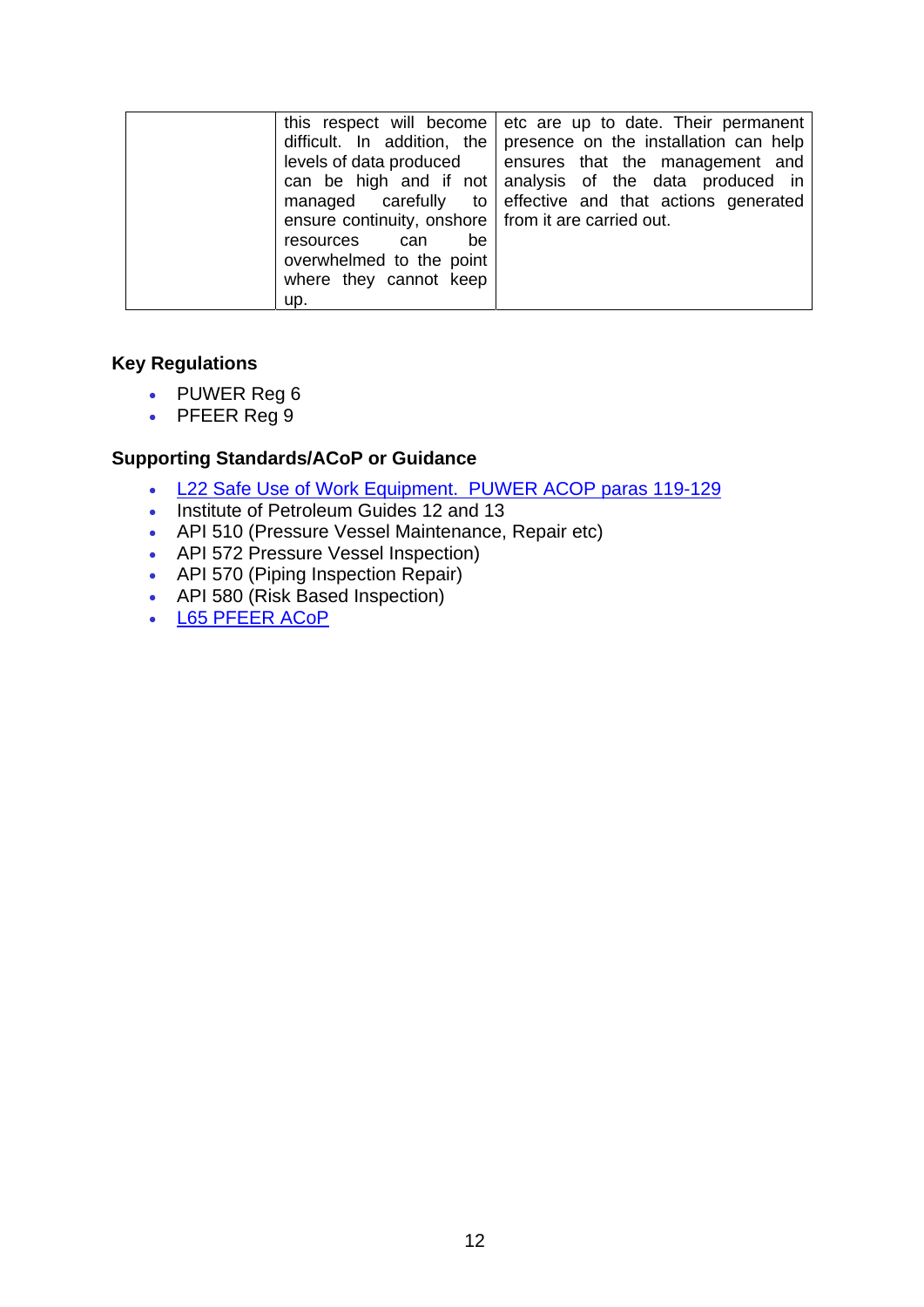|  | this respect will become difficult. In addition, the levels of data produced can be high and if not managed carefully to ensure continuity, onshore resources can be overwhelmed to the point where they cannot keep up. | etc are up to date. Their permanent presence on the installation can help ensures that the management and analysis of the data produced in effective and that actions generated from it are carried out. |
|---|---|---|

### Key Regulations

- PUWER Reg 6
- PFEER Reg 9

### Supporting Standards/ACoP or Guidance

- L22 Safe Use of Work Equipment. PUWER ACOP paras 119-129
- Institute of Petroleum Guides 12 and 13
- API 510 (Pressure Vessel Maintenance, Repair etc)
- API 572 Pressure Vessel Inspection)
- API 570 (Piping Inspection Repair)
- API 580 (Risk Based Inspection)
- L65 PFEER ACoP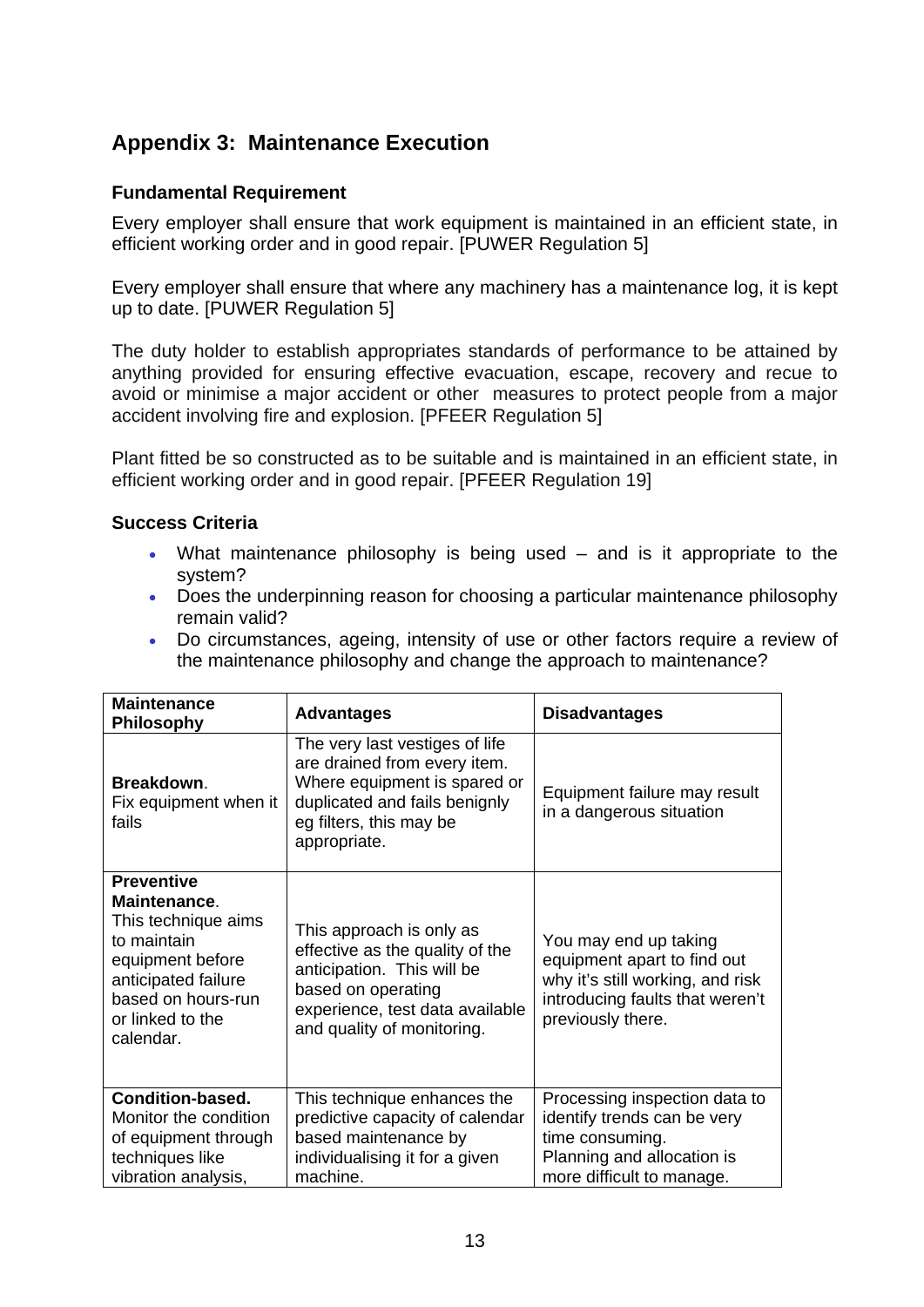## Appendix 3: Maintenance Execution

### Fundamental Requirement

Every employer shall ensure that work equipment is maintained in an efficient state, in efficient working order and in good repair. [PUWER Regulation 5]

Every employer shall ensure that where any machinery has a maintenance log, it is kept up to date. [PUWER Regulation 5]

The duty holder to establish appropriates standards of performance to be attained by anything provided for ensuring effective evacuation, escape, recovery and recue to avoid or minimise a major accident or other measures to protect people from a major accident involving fire and explosion. [PFEER Regulation 5]

Plant fitted be so constructed as to be suitable and is maintained in an efficient state, in efficient working order and in good repair. [PFEER Regulation 19]

### Success Criteria

- What maintenance philosophy is being used – and is it appropriate to the system?
- Does the underpinning reason for choosing a particular maintenance philosophy remain valid?
- Do circumstances, ageing, intensity of use or other factors require a review of the maintenance philosophy and change the approach to maintenance?

| Maintenance Philosophy | Advantages | Disadvantages |
|---|---|---|
| **Breakdown**. Fix equipment when it fails | The very last vestiges of life are drained from every item. Where equipment is spared or duplicated and fails benignly eg filters, this may be appropriate. | Equipment failure may result in a dangerous situation |
| **Preventive Maintenance**. This technique aims to maintain equipment before anticipated failure based on hours-run or linked to the calendar. | This approach is only as effective as the quality of the anticipation. This will be based on operating experience, test data available and quality of monitoring. | You may end up taking equipment apart to find out why it's still working, and risk introducing faults that weren't previously there. |
| **Condition-based.** Monitor the condition of equipment through techniques like vibration analysis, | This technique enhances the predictive capacity of calendar based maintenance by individualising it for a given machine. | Processing inspection data to identify trends can be very time consuming. Planning and allocation is more difficult to manage. |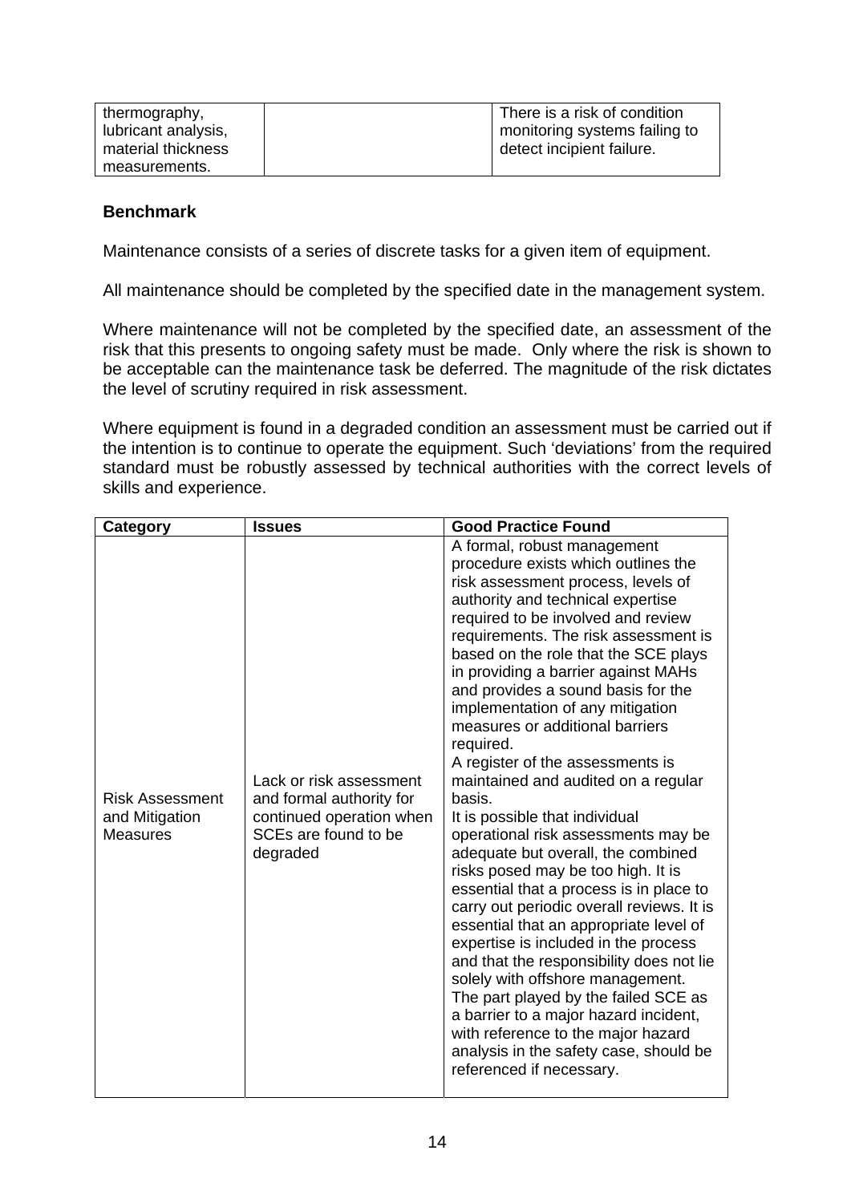| | | |
|---|---|---|
| thermography, lubricant analysis, material thickness measurements. | | There is a risk of condition monitoring systems failing to detect incipient failure. |

**Benchmark**

Maintenance consists of a series of discrete tasks for a given item of equipment.

All maintenance should be completed by the specified date in the management system.

Where maintenance will not be completed by the specified date, an assessment of the risk that this presents to ongoing safety must be made. Only where the risk is shown to be acceptable can the maintenance task be deferred. The magnitude of the risk dictates the level of scrutiny required in risk assessment.

Where equipment is found in a degraded condition an assessment must be carried out if the intention is to continue to operate the equipment. Such 'deviations' from the required standard must be robustly assessed by technical authorities with the correct levels of skills and experience.

| Category | Issues | Good Practice Found |
|---|---|---|
| Risk Assessment and Mitigation Measures | Lack or risk assessment and formal authority for continued operation when SCEs are found to be degraded | A formal, robust management procedure exists which outlines the risk assessment process, levels of authority and technical expertise required to be involved and review requirements. The risk assessment is based on the role that the SCE plays in providing a barrier against MAHs and provides a sound basis for the implementation of any mitigation measures or additional barriers required.<br>A register of the assessments is maintained and audited on a regular basis.<br>It is possible that individual operational risk assessments may be adequate but overall, the combined risks posed may be too high. It is essential that a process is in place to carry out periodic overall reviews. It is essential that an appropriate level of expertise is included in the process and that the responsibility does not lie solely with offshore management.<br>The part played by the failed SCE as a barrier to a major hazard incident, with reference to the major hazard analysis in the safety case, should be referenced if necessary. |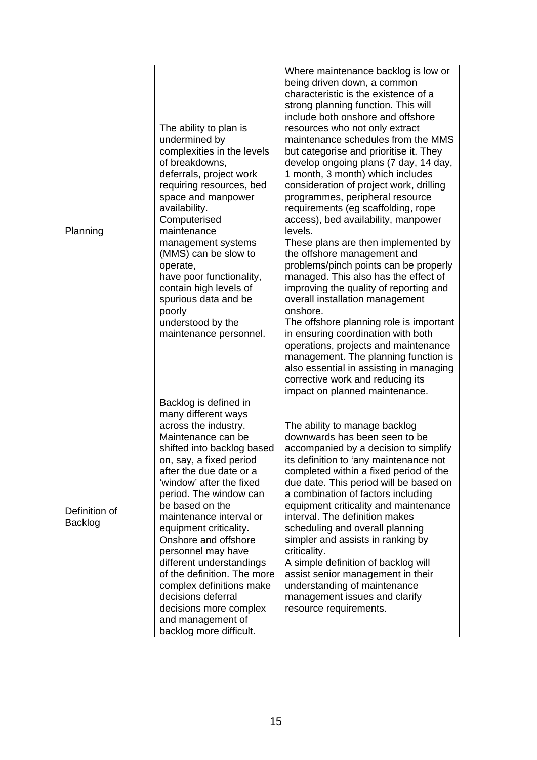| | | |
|---|---|---|
| Planning | The ability to plan is undermined by complexities in the levels of breakdowns, deferrals, project work requiring resources, bed space and manpower availability. Computerised maintenance management systems (MMS) can be slow to operate, have poor functionality, contain high levels of spurious data and be poorly understood by the maintenance personnel. | Where maintenance backlog is low or being driven down, a common characteristic is the existence of a strong planning function. This will include both onshore and offshore resources who not only extract maintenance schedules from the MMS but categorise and prioritise it. They develop ongoing plans (7 day, 14 day, 1 month, 3 month) which includes consideration of project work, drilling programmes, peripheral resource requirements (eg scaffolding, rope access), bed availability, manpower levels.<br>These plans are then implemented by the offshore management and problems/pinch points can be properly managed. This also has the effect of improving the quality of reporting and overall installation management onshore.<br>The offshore planning role is important in ensuring coordination with both operations, projects and maintenance management. The planning function is also essential in assisting in managing corrective work and reducing its impact on planned maintenance. |
| Definition of Backlog | Backlog is defined in many different ways across the industry. Maintenance can be shifted into backlog based on, say, a fixed period after the due date or a 'window' after the fixed period. The window can be based on the maintenance interval or equipment criticality. Onshore and offshore personnel may have different understandings of the definition. The more complex definitions make decisions deferral decisions more complex and management of backlog more difficult. | The ability to manage backlog downwards has been seen to be accompanied by a decision to simplify its definition to 'any maintenance not completed within a fixed period of the due date. This period will be based on a combination of factors including equipment criticality and maintenance interval. The definition makes scheduling and overall planning simpler and assists in ranking by criticality.<br>A simple definition of backlog will assist senior management in their understanding of maintenance management issues and clarify resource requirements. |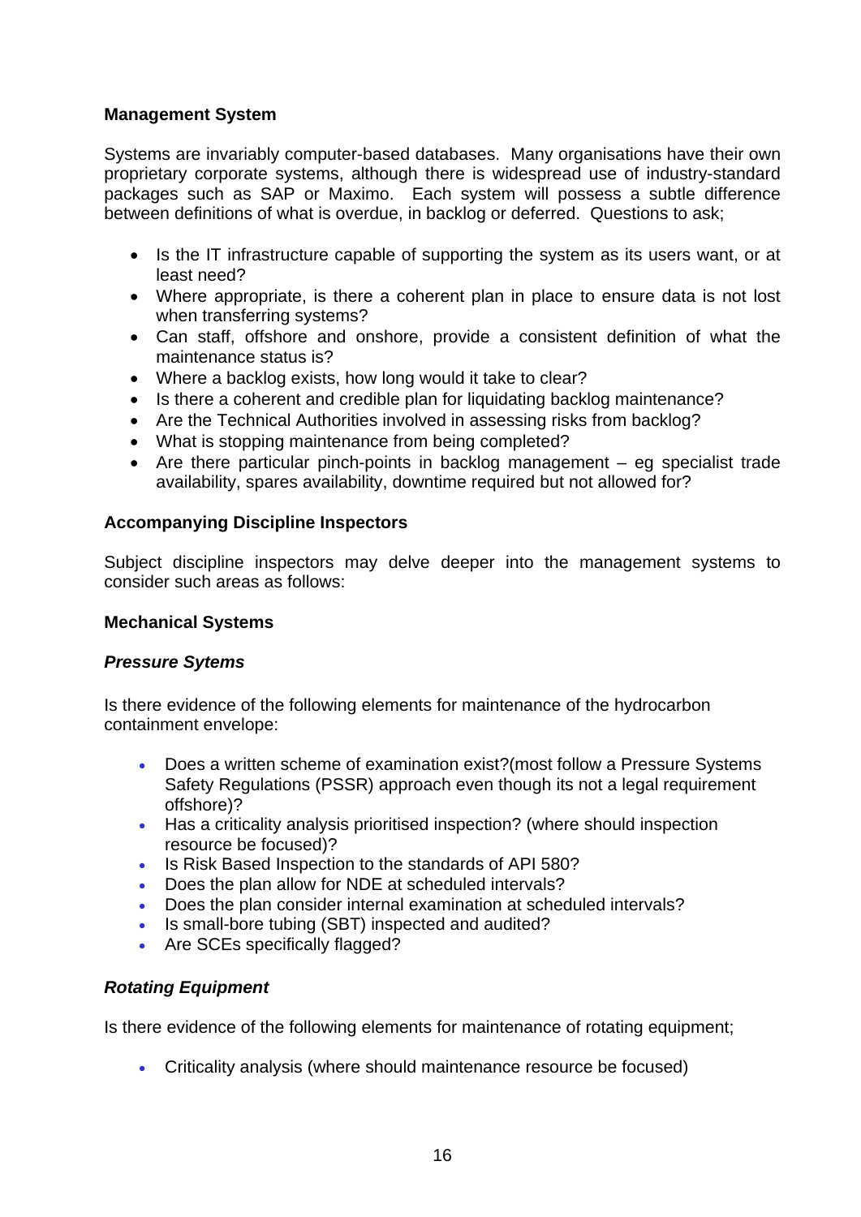**Management System**

Systems are invariably computer-based databases. Many organisations have their own proprietary corporate systems, although there is widespread use of industry-standard packages such as SAP or Maximo. Each system will possess a subtle difference between definitions of what is overdue, in backlog or deferred. Questions to ask;

- Is the IT infrastructure capable of supporting the system as its users want, or at least need?
- Where appropriate, is there a coherent plan in place to ensure data is not lost when transferring systems?
- Can staff, offshore and onshore, provide a consistent definition of what the maintenance status is?
- Where a backlog exists, how long would it take to clear?
- Is there a coherent and credible plan for liquidating backlog maintenance?
- Are the Technical Authorities involved in assessing risks from backlog?
- What is stopping maintenance from being completed?
- Are there particular pinch-points in backlog management – eg specialist trade availability, spares availability, downtime required but not allowed for?

**Accompanying Discipline Inspectors**

Subject discipline inspectors may delve deeper into the management systems to consider such areas as follows:

**Mechanical Systems**

***Pressure Sytems***

Is there evidence of the following elements for maintenance of the hydrocarbon containment envelope:

- Does a written scheme of examination exist?(most follow a Pressure Systems Safety Regulations (PSSR) approach even though its not a legal requirement offshore)?
- Has a criticality analysis prioritised inspection? (where should inspection resource be focused)?
- Is Risk Based Inspection to the standards of API 580?
- Does the plan allow for NDE at scheduled intervals?
- Does the plan consider internal examination at scheduled intervals?
- Is small-bore tubing (SBT) inspected and audited?
- Are SCEs specifically flagged?

***Rotating Equipment***

Is there evidence of the following elements for maintenance of rotating equipment;

- Criticality analysis (where should maintenance resource be focused)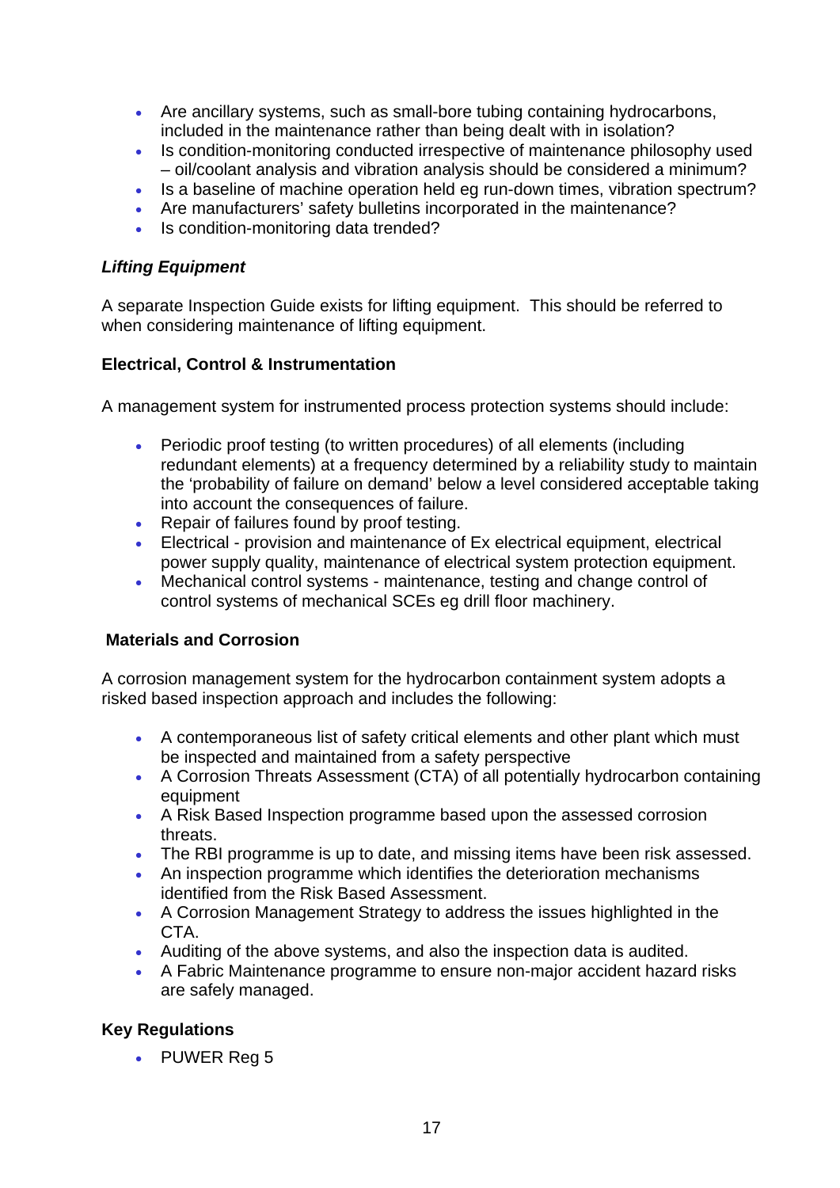- Are ancillary systems, such as small-bore tubing containing hydrocarbons, included in the maintenance rather than being dealt with in isolation?
- Is condition-monitoring conducted irrespective of maintenance philosophy used – oil/coolant analysis and vibration analysis should be considered a minimum?
- Is a baseline of machine operation held eg run-down times, vibration spectrum?
- Are manufacturers' safety bulletins incorporated in the maintenance?
- Is condition-monitoring data trended?

***Lifting Equipment***

A separate Inspection Guide exists for lifting equipment. This should be referred to when considering maintenance of lifting equipment.

**Electrical, Control & Instrumentation**

A management system for instrumented process protection systems should include:

- Periodic proof testing (to written procedures) of all elements (including redundant elements) at a frequency determined by a reliability study to maintain the 'probability of failure on demand' below a level considered acceptable taking into account the consequences of failure.
- Repair of failures found by proof testing.
- Electrical - provision and maintenance of Ex electrical equipment, electrical power supply quality, maintenance of electrical system protection equipment.
- Mechanical control systems - maintenance, testing and change control of control systems of mechanical SCEs eg drill floor machinery.

**Materials and Corrosion**

A corrosion management system for the hydrocarbon containment system adopts a risked based inspection approach and includes the following:

- A contemporaneous list of safety critical elements and other plant which must be inspected and maintained from a safety perspective
- A Corrosion Threats Assessment (CTA) of all potentially hydrocarbon containing equipment
- A Risk Based Inspection programme based upon the assessed corrosion threats.
- The RBI programme is up to date, and missing items have been risk assessed.
- An inspection programme which identifies the deterioration mechanisms identified from the Risk Based Assessment.
- A Corrosion Management Strategy to address the issues highlighted in the CTA.
- Auditing of the above systems, and also the inspection data is audited.
- A Fabric Maintenance programme to ensure non-major accident hazard risks are safely managed.

**Key Regulations**

- PUWER Reg 5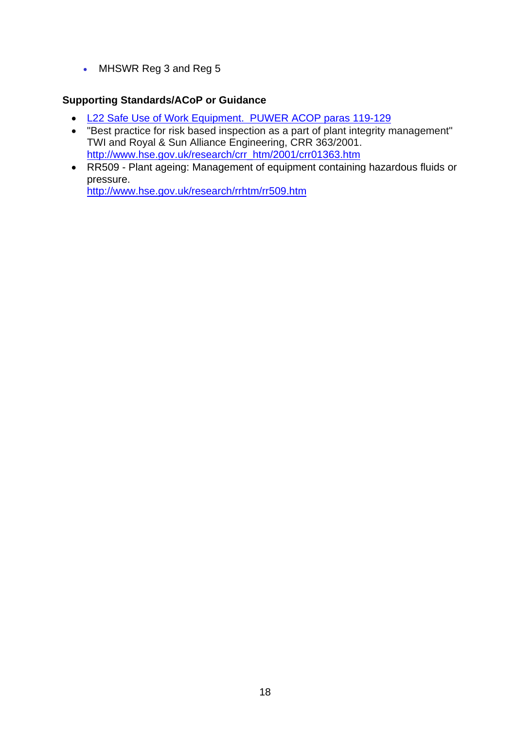- MHSWR Reg 3 and Reg 5

**Supporting Standards/ACoP or Guidance**

- L22 Safe Use of Work Equipment.  PUWER ACOP paras 119-129
- "Best practice for risk based inspection as a part of plant integrity management" TWI and Royal & Sun Alliance Engineering, CRR 363/2001. http://www.hse.gov.uk/research/crr_htm/2001/crr01363.htm
- RR509 - Plant ageing: Management of equipment containing hazardous fluids or pressure. http://www.hse.gov.uk/research/rrhtm/rr509.htm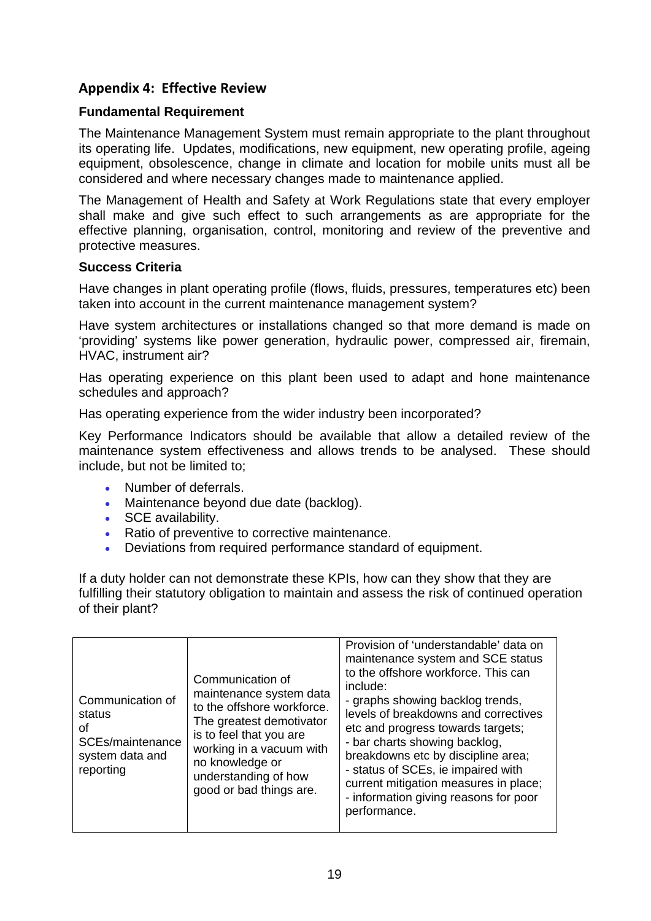## Appendix 4: Effective Review

### Fundamental Requirement

The Maintenance Management System must remain appropriate to the plant throughout its operating life. Updates, modifications, new equipment, new operating profile, ageing equipment, obsolescence, change in climate and location for mobile units must all be considered and where necessary changes made to maintenance applied.

The Management of Health and Safety at Work Regulations state that every employer shall make and give such effect to such arrangements as are appropriate for the effective planning, organisation, control, monitoring and review of the preventive and protective measures.

### Success Criteria

Have changes in plant operating profile (flows, fluids, pressures, temperatures etc) been taken into account in the current maintenance management system?

Have system architectures or installations changed so that more demand is made on 'providing' systems like power generation, hydraulic power, compressed air, firemain, HVAC, instrument air?

Has operating experience on this plant been used to adapt and hone maintenance schedules and approach?

Has operating experience from the wider industry been incorporated?

Key Performance Indicators should be available that allow a detailed review of the maintenance system effectiveness and allows trends to be analysed. These should include, but not be limited to;

- Number of deferrals.
- Maintenance beyond due date (backlog).
- SCE availability.
- Ratio of preventive to corrective maintenance.
- Deviations from required performance standard of equipment.

If a duty holder can not demonstrate these KPIs, how can they show that they are fulfilling their statutory obligation to maintain and assess the risk of continued operation of their plant?

| | | |
|---|---|---|
| Communication of status of SCEs/maintenance system data and reporting | Communication of maintenance system data to the offshore workforce. The greatest demotivator is to feel that you are working in a vacuum with no knowledge or understanding of how good or bad things are. | Provision of 'understandable' data on maintenance system and SCE status to the offshore workforce. This can include:<br>- graphs showing backlog trends, levels of breakdowns and correctives etc and progress towards targets;<br>- bar charts showing backlog, breakdowns etc by discipline area;<br>- status of SCEs, ie impaired with current mitigation measures in place;<br>- information giving reasons for poor performance. |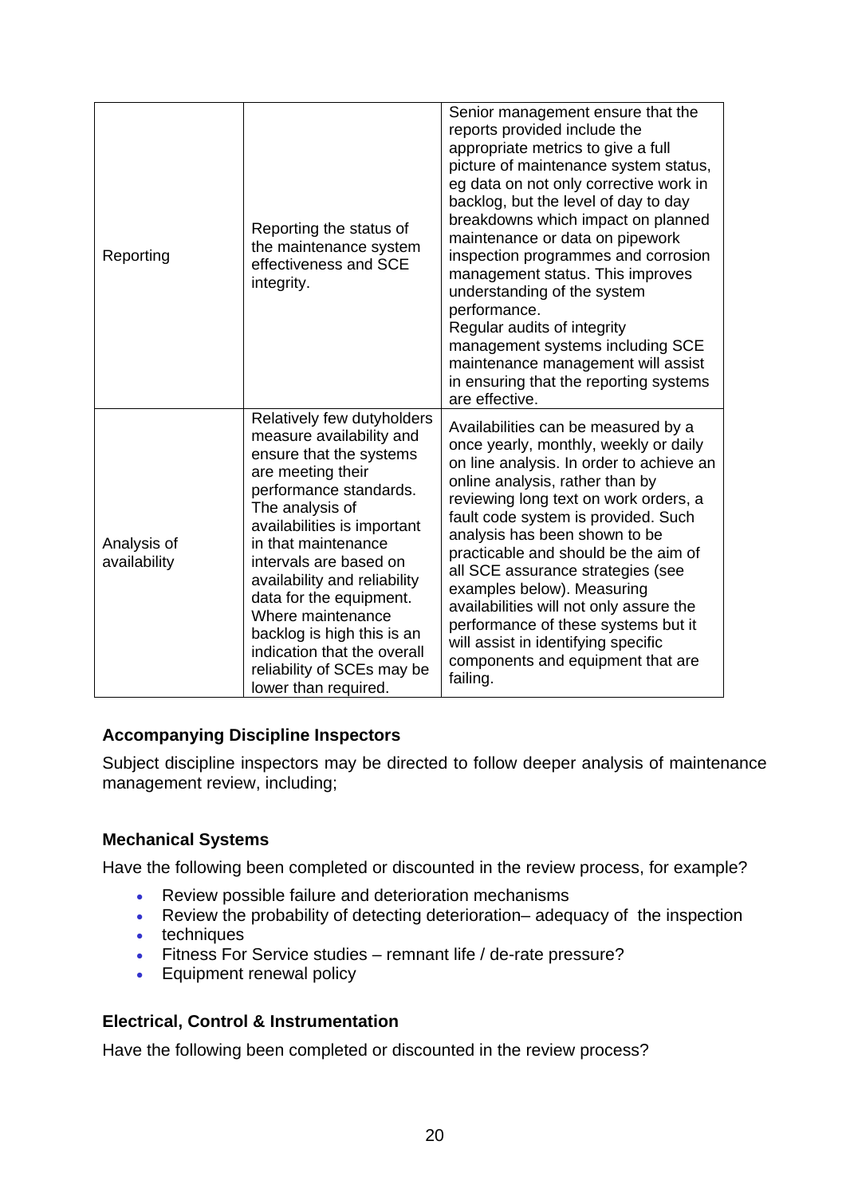| | | |
|---|---|---|
| Reporting | Reporting the status of the maintenance system effectiveness and SCE integrity. | Senior management ensure that the reports provided include the appropriate metrics to give a full picture of maintenance system status, eg data on not only corrective work in backlog, but the level of day to day breakdowns which impact on planned maintenance or data on pipework inspection programmes and corrosion management status. This improves understanding of the system performance.<br>Regular audits of integrity management systems including SCE maintenance management will assist in ensuring that the reporting systems are effective. |
| Analysis of availability | Relatively few dutyholders measure availability and ensure that the systems are meeting their performance standards. The analysis of availabilities is important in that maintenance intervals are based on availability and reliability data for the equipment. Where maintenance backlog is high this is an indication that the overall reliability of SCEs may be lower than required. | Availabilities can be measured by a once yearly, monthly, weekly or daily on line analysis. In order to achieve an online analysis, rather than by reviewing long text on work orders, a fault code system is provided. Such analysis has been shown to be practicable and should be the aim of all SCE assurance strategies (see examples below). Measuring availabilities will not only assure the performance of these systems but it will assist in identifying specific components and equipment that are failing. |

**Accompanying Discipline Inspectors**

Subject discipline inspectors may be directed to follow deeper analysis of maintenance management review, including;

**Mechanical Systems**

Have the following been completed or discounted in the review process, for example?

- Review possible failure and deterioration mechanisms
- Review the probability of detecting deterioration– adequacy of the inspection
- techniques
- Fitness For Service studies – remnant life / de-rate pressure?
- Equipment renewal policy

**Electrical, Control & Instrumentation**

Have the following been completed or discounted in the review process?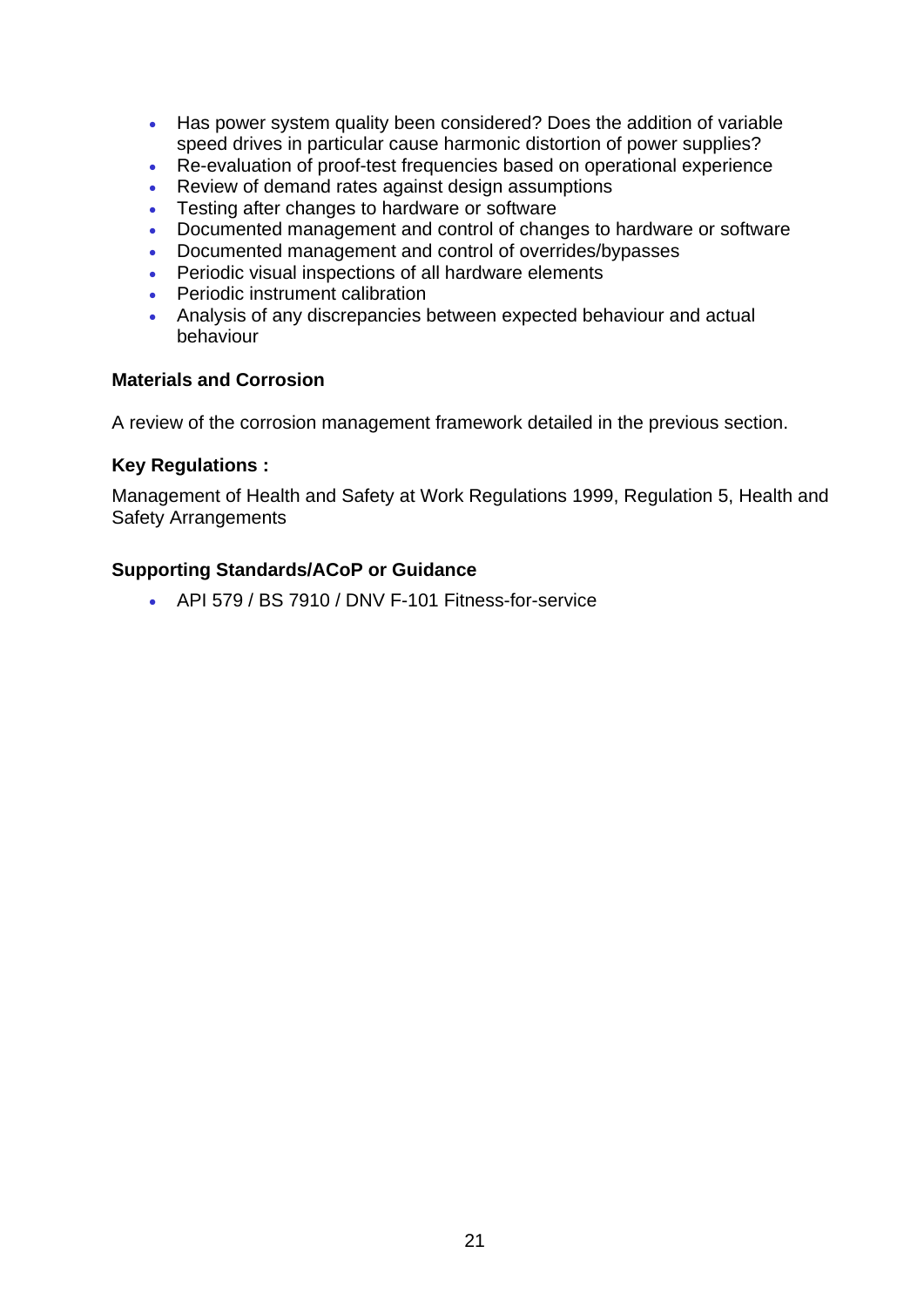- Has power system quality been considered? Does the addition of variable speed drives in particular cause harmonic distortion of power supplies?
- Re-evaluation of proof-test frequencies based on operational experience
- Review of demand rates against design assumptions
- Testing after changes to hardware or software
- Documented management and control of changes to hardware or software
- Documented management and control of overrides/bypasses
- Periodic visual inspections of all hardware elements
- Periodic instrument calibration
- Analysis of any discrepancies between expected behaviour and actual behaviour

**Materials and Corrosion**

A review of the corrosion management framework detailed in the previous section.

**Key Regulations :**

Management of Health and Safety at Work Regulations 1999, Regulation 5, Health and Safety Arrangements

**Supporting Standards/ACoP or Guidance**

- API 579 / BS 7910 / DNV F-101 Fitness-for-service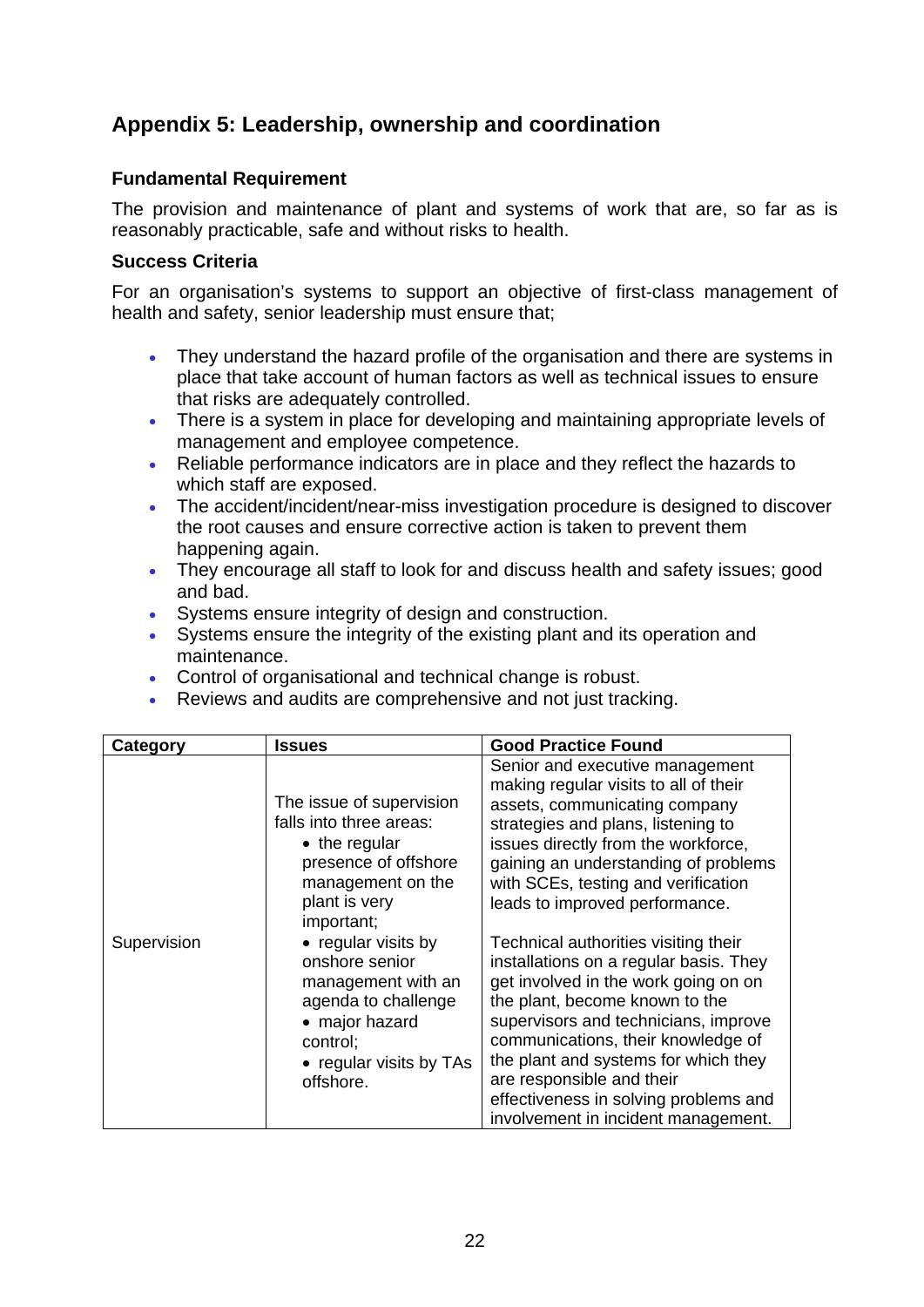## Appendix 5: Leadership, ownership and coordination

### Fundamental Requirement

The provision and maintenance of plant and systems of work that are, so far as is reasonably practicable, safe and without risks to health.

### Success Criteria

For an organisation's systems to support an objective of first-class management of health and safety, senior leadership must ensure that;

- They understand the hazard profile of the organisation and there are systems in place that take account of human factors as well as technical issues to ensure that risks are adequately controlled.
- There is a system in place for developing and maintaining appropriate levels of management and employee competence.
- Reliable performance indicators are in place and they reflect the hazards to which staff are exposed.
- The accident/incident/near-miss investigation procedure is designed to discover the root causes and ensure corrective action is taken to prevent them happening again.
- They encourage all staff to look for and discuss health and safety issues; good and bad.
- Systems ensure integrity of design and construction.
- Systems ensure the integrity of the existing plant and its operation and maintenance.
- Control of organisational and technical change is robust.
- Reviews and audits are comprehensive and not just tracking.

| Category | Issues | Good Practice Found |
|---|---|---|
| Supervision | The issue of supervision falls into three areas: <br>• the regular presence of offshore management on the plant is very important; <br>• regular visits by onshore senior management with an agenda to challenge <br>• major hazard control; <br>• regular visits by TAs offshore. | Senior and executive management making regular visits to all of their assets, communicating company strategies and plans, listening to issues directly from the workforce, gaining an understanding of problems with SCEs, testing and verification leads to improved performance. <br><br>Technical authorities visiting their installations on a regular basis. They get involved in the work going on on the plant, become known to the supervisors and technicians, improve communications, their knowledge of the plant and systems for which they are responsible and their effectiveness in solving problems and involvement in incident management. |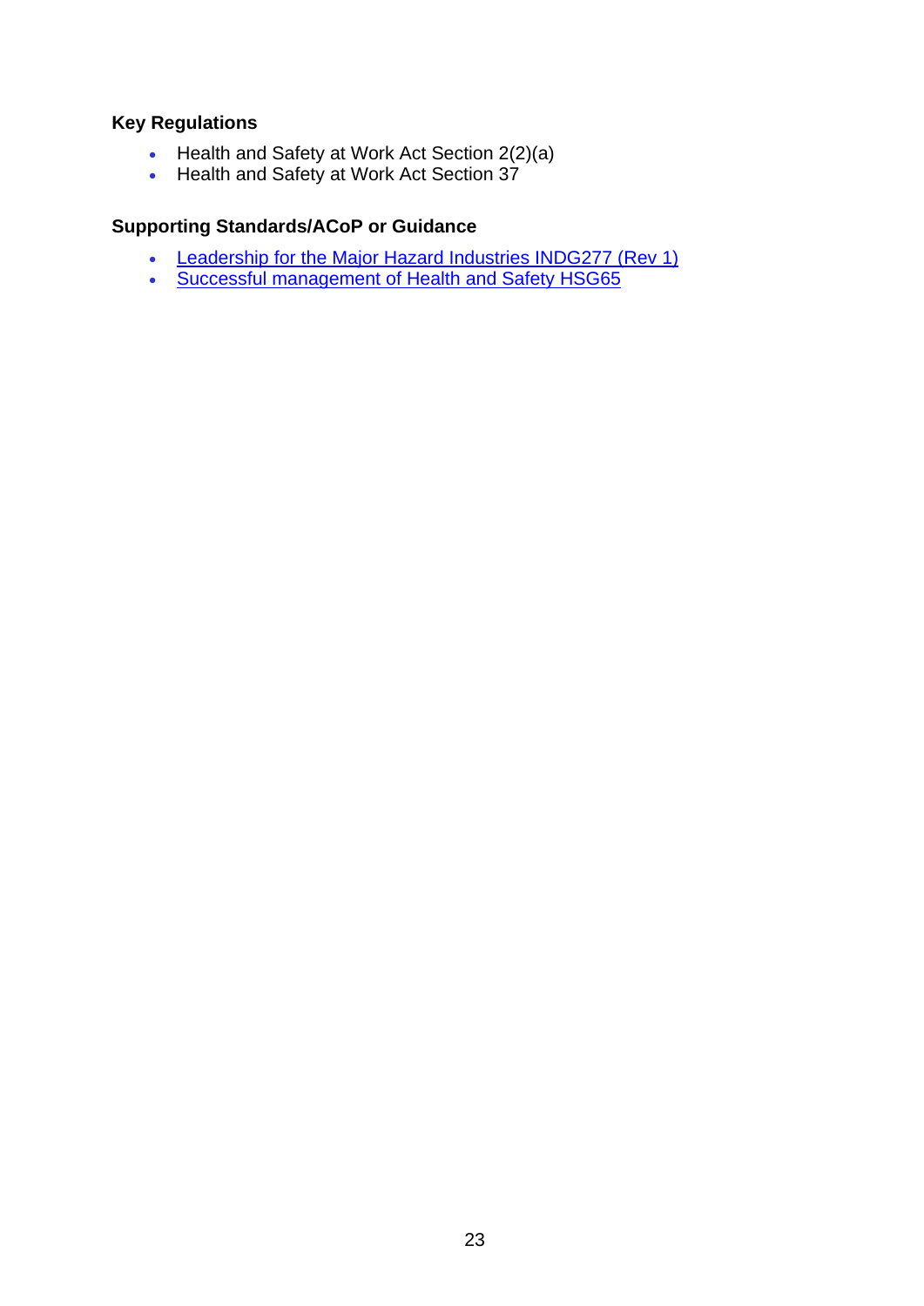**Key Regulations**

- Health and Safety at Work Act Section 2(2)(a)
- Health and Safety at Work Act Section 37

**Supporting Standards/ACoP or Guidance**

- Leadership for the Major Hazard Industries INDG277 (Rev 1)
- Successful management of Health and Safety HSG65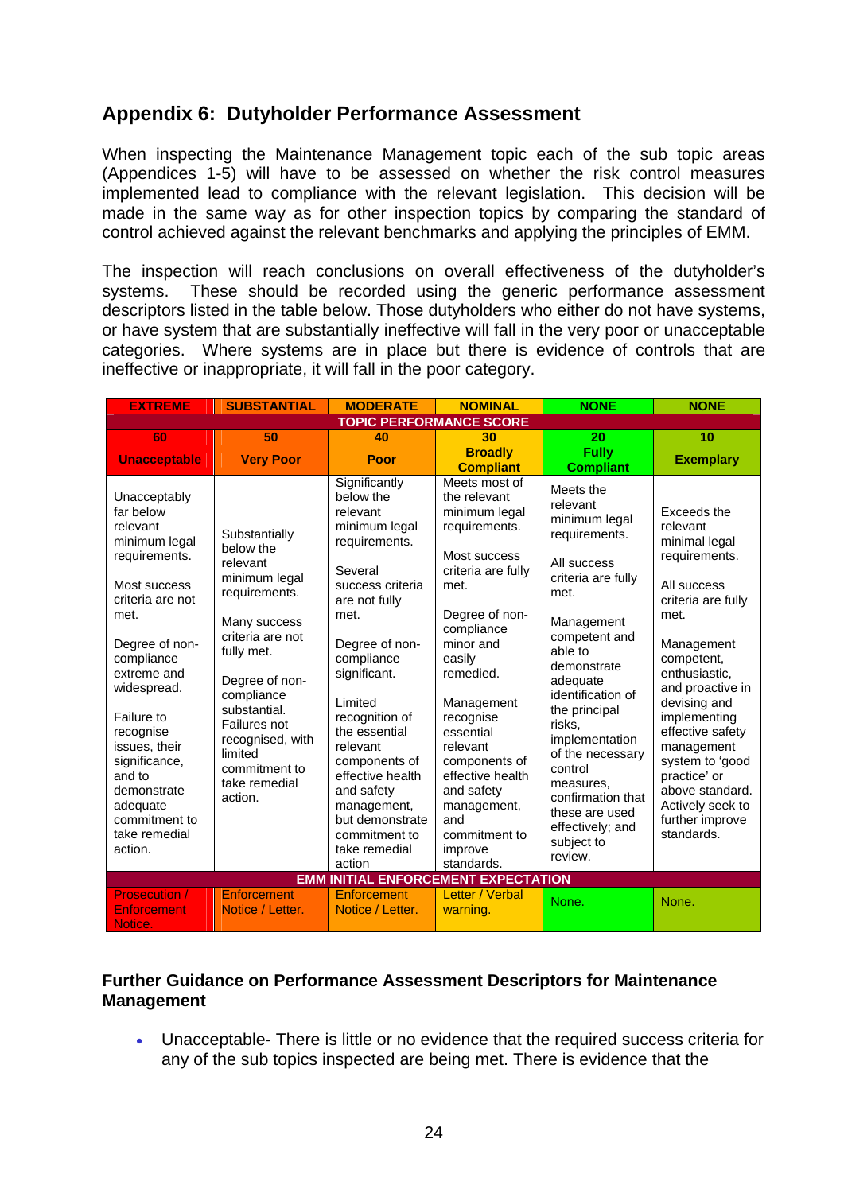## Appendix 6: Dutyholder Performance Assessment

When inspecting the Maintenance Management topic each of the sub topic areas (Appendices 1-5) will have to be assessed on whether the risk control measures implemented lead to compliance with the relevant legislation. This decision will be made in the same way as for other inspection topics by comparing the standard of control achieved against the relevant benchmarks and applying the principles of EMM.

The inspection will reach conclusions on overall effectiveness of the dutyholder's systems. These should be recorded using the generic performance assessment descriptors listed in the table below. Those dutyholders who either do not have systems, or have system that are substantially ineffective will fall in the very poor or unacceptable categories. Where systems are in place but there is evidence of controls that are ineffective or inappropriate, it will fall in the poor category.

| EXTREME | SUBSTANTIAL | MODERATE | NOMINAL | NONE | NONE |
|---|---|---|---|---|---|
| TOPIC PERFORMANCE SCORE | | | | | |
| 60 | 50 | 40 | 30 | 20 | 10 |
| Unacceptable | Very Poor | Poor | Broadly Compliant | Fully Compliant | Exemplary |
| Unacceptably far below relevant minimum legal requirements.<br><br>Most success criteria are not met.<br><br>Degree of non-compliance extreme and widespread.<br><br>Failure to recognise issues, their significance, and to demonstrate adequate commitment to take remedial action. | Substantially below the relevant minimum legal requirements.<br><br>Many success criteria are not fully met.<br><br>Degree of non-compliance substantial. Failures not recognised, with limited commitment to take remedial action. | Significantly below the relevant minimum legal requirements.<br><br>Several success criteria are not fully met.<br><br>Degree of non-compliance significant.<br><br>Limited recognition of the essential relevant components of effective health and safety management, but demonstrate commitment to take remedial action | Meets most of the relevant minimum legal requirements.<br><br>Most success criteria are fully met.<br><br>Degree of non-compliance minor and easily remedied.<br><br>Management recognise essential relevant components of effective health and safety management, and commitment to improve standards. | Meets the relevant minimum legal requirements.<br><br>All success criteria are fully met.<br><br>Management competent and able to demonstrate adequate identification of the principal risks, implementation of the necessary control measures, confirmation that these are used effectively; and subject to review. | Exceeds the relevant minimal legal requirements.<br><br>All success criteria are fully met.<br><br>Management competent, enthusiastic, and proactive in devising and implementing effective safety management system to 'good practice' or above standard. Actively seek to further improve standards. |
| EMM INITIAL ENFORCEMENT EXPECTATION | | | | | |
| Prosecution / Enforcement Notice. | Enforcement Notice / Letter. | Enforcement Notice / Letter. | Letter / Verbal warning. | None. | None. |

### Further Guidance on Performance Assessment Descriptors for Maintenance Management

- Unacceptable- There is little or no evidence that the required success criteria for any of the sub topics inspected are being met. There is evidence that the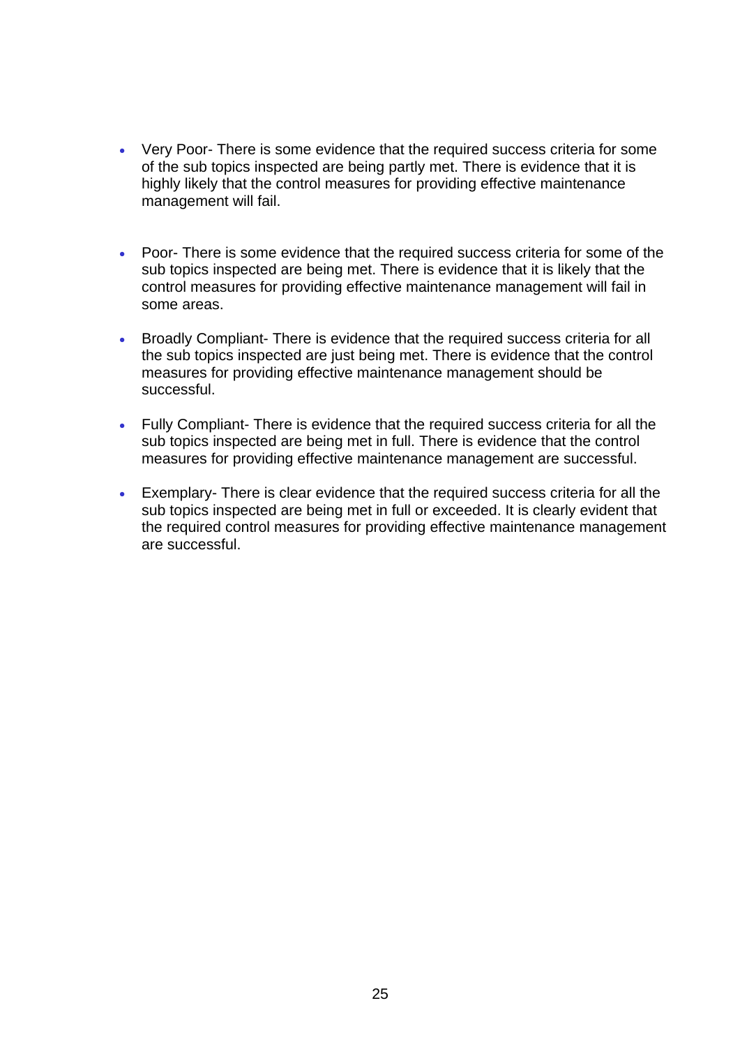- Very Poor- There is some evidence that the required success criteria for some of the sub topics inspected are being partly met. There is evidence that it is highly likely that the control measures for providing effective maintenance management will fail.

- Poor- There is some evidence that the required success criteria for some of the sub topics inspected are being met. There is evidence that it is likely that the control measures for providing effective maintenance management will fail in some areas.

- Broadly Compliant- There is evidence that the required success criteria for all the sub topics inspected are just being met. There is evidence that the control measures for providing effective maintenance management should be successful.

- Fully Compliant- There is evidence that the required success criteria for all the sub topics inspected are being met in full. There is evidence that the control measures for providing effective maintenance management are successful.

- Exemplary- There is clear evidence that the required success criteria for all the sub topics inspected are being met in full or exceeded. It is clearly evident that the required control measures for providing effective maintenance management are successful.